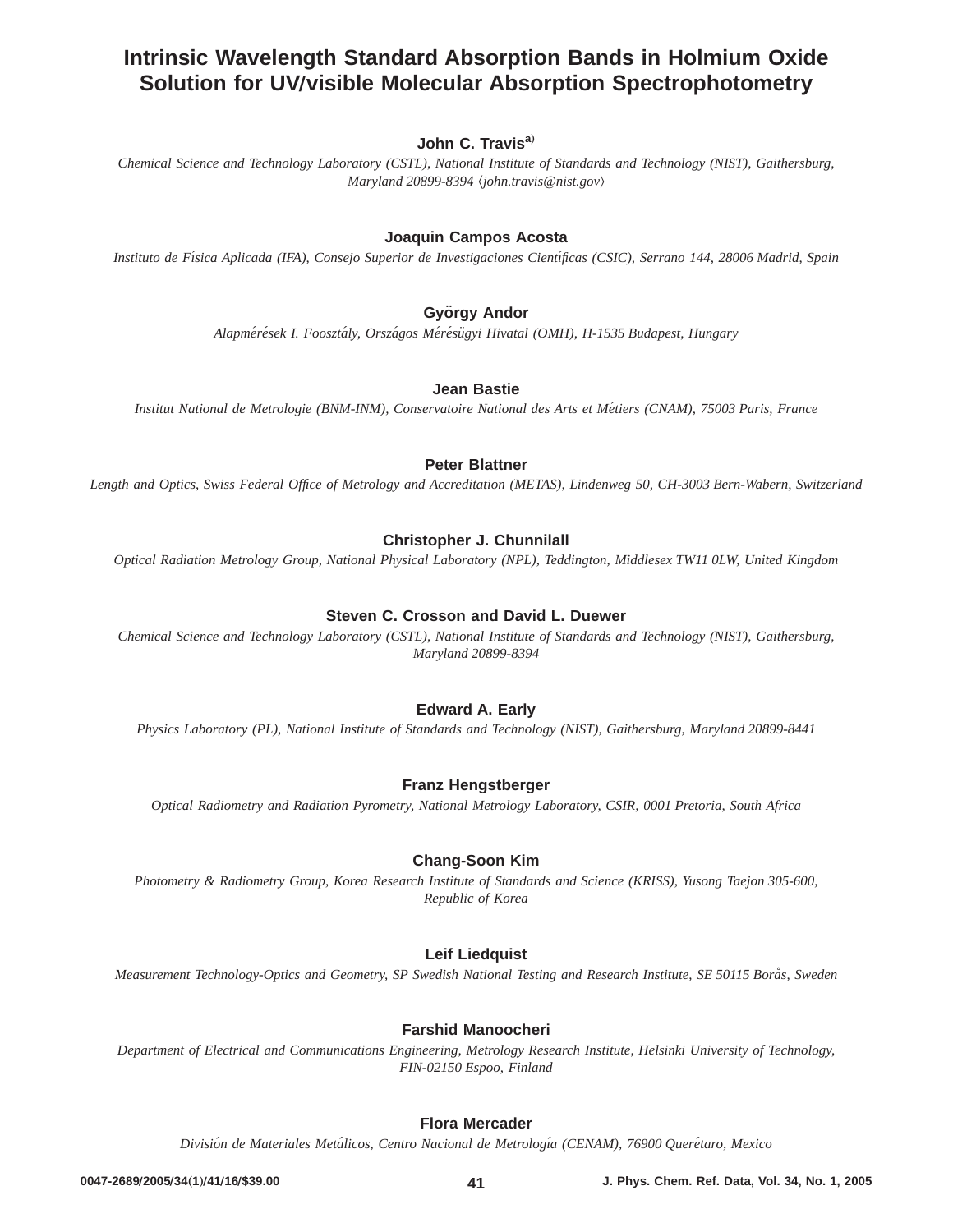# Intrinsic Wavelength Standard Absorption Bands in Holmium Oxide Solution for UV/visible Molecular Absorption Spectrophotometry

**John C. Travis**[a)]

*Chemical Science and Technology Laboratory (CSTL), National Institute of Standards and Technology (NIST), Gaithersburg, Maryland 20899-8394 ⟨john.travis@nist.gov⟩*

**Joaquin Campos Acosta**

*Instituto de Física Aplicada (IFA), Consejo Superior de Investigaciones Científicas (CSIC), Serrano 144, 28006 Madrid, Spain*

**György Andor**

*Alapmérések I. Foosztály, Országos Mérésügyi Hivatal (OMH), H-1535 Budapest, Hungary*

**Jean Bastie**

*Institut National de Metrologie (BNM-INM), Conservatoire National des Arts et Métiers (CNAM), 75003 Paris, France*

**Peter Blattner**

*Length and Optics, Swiss Federal Office of Metrology and Accreditation (METAS), Lindenweg 50, CH-3003 Bern-Wabern, Switzerland*

**Christopher J. Chunnilall**

*Optical Radiation Metrology Group, National Physical Laboratory (NPL), Teddington, Middlesex TW11 0LW, United Kingdom*

**Steven C. Crosson and David L. Duewer**

*Chemical Science and Technology Laboratory (CSTL), National Institute of Standards and Technology (NIST), Gaithersburg, Maryland 20899-8394*

**Edward A. Early**

*Physics Laboratory (PL), National Institute of Standards and Technology (NIST), Gaithersburg, Maryland 20899-8441*

**Franz Hengstberger**

*Optical Radiometry and Radiation Pyrometry, National Metrology Laboratory, CSIR, 0001 Pretoria, South Africa*

**Chang-Soon Kim**

*Photometry & Radiometry Group, Korea Research Institute of Standards and Science (KRISS), Yusong Taejon 305-600, Republic of Korea*

**Leif Liedquist**

*Measurement Technology-Optics and Geometry, SP Swedish National Testing and Research Institute, SE 50115 Borås, Sweden*

**Farshid Manoocheri**

*Department of Electrical and Communications Engineering, Metrology Research Institute, Helsinki University of Technology, FIN-02150 Espoo, Finland*

**Flora Mercader**

*División de Materiales Metálicos, Centro Nacional de Metrología (CENAM), 76900 Querétaro, Mexico*

0047-2689/2005/34(1)/41/16/$39.00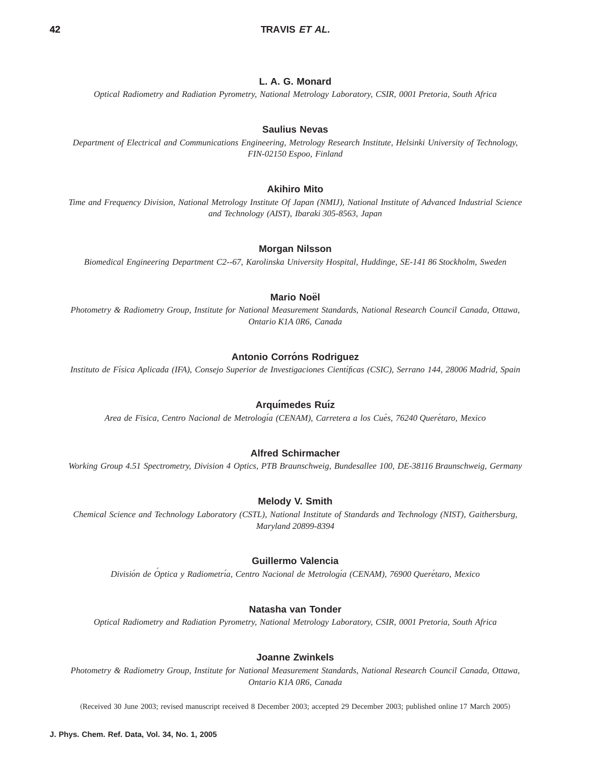**L. A. G. Monard**

*Optical Radiometry and Radiation Pyrometry, National Metrology Laboratory, CSIR, 0001 Pretoria, South Africa*

**Saulius Nevas**

*Department of Electrical and Communications Engineering, Metrology Research Institute, Helsinki University of Technology, FIN-02150 Espoo, Finland*

**Akihiro Mito**

*Time and Frequency Division, National Metrology Institute Of Japan (NMIJ), National Institute of Advanced Industrial Science and Technology (AIST), Ibaraki 305-8563, Japan*

**Morgan Nilsson**

*Biomedical Engineering Department C2--67, Karolinska University Hospital, Huddinge, SE-141 86 Stockholm, Sweden*

**Mario Noël**

*Photometry & Radiometry Group, Institute for National Measurement Standards, National Research Council Canada, Ottawa, Ontario K1A 0R6, Canada*

**Antonio Corróns Rodriguez**

*Instituto de Física Aplicada (IFA), Consejo Superior de Investigaciones Científicas (CSIC), Serrano 144, 28006 Madrid, Spain*

**Arquímedes Ruíz**

*Area de Fisica, Centro Nacional de Metrología (CENAM), Carretera a los Cués, 76240 Querétaro, Mexico*

**Alfred Schirmacher**

*Working Group 4.51 Spectrometry, Division 4 Optics, PTB Braunschweig, Bundesallee 100, DE-38116 Braunschweig, Germany*

**Melody V. Smith**

*Chemical Science and Technology Laboratory (CSTL), National Institute of Standards and Technology (NIST), Gaithersburg, Maryland 20899-8394*

**Guillermo Valencia**

*División de Óptica y Radiometría, Centro Nacional de Metrología (CENAM), 76900 Querétaro, Mexico*

**Natasha van Tonder**

*Optical Radiometry and Radiation Pyrometry, National Metrology Laboratory, CSIR, 0001 Pretoria, South Africa*

**Joanne Zwinkels**

*Photometry & Radiometry Group, Institute for National Measurement Standards, National Research Council Canada, Ottawa, Ontario K1A 0R6, Canada*

(Received 30 June 2003; revised manuscript received 8 December 2003; accepted 29 December 2003; published online 17 March 2005)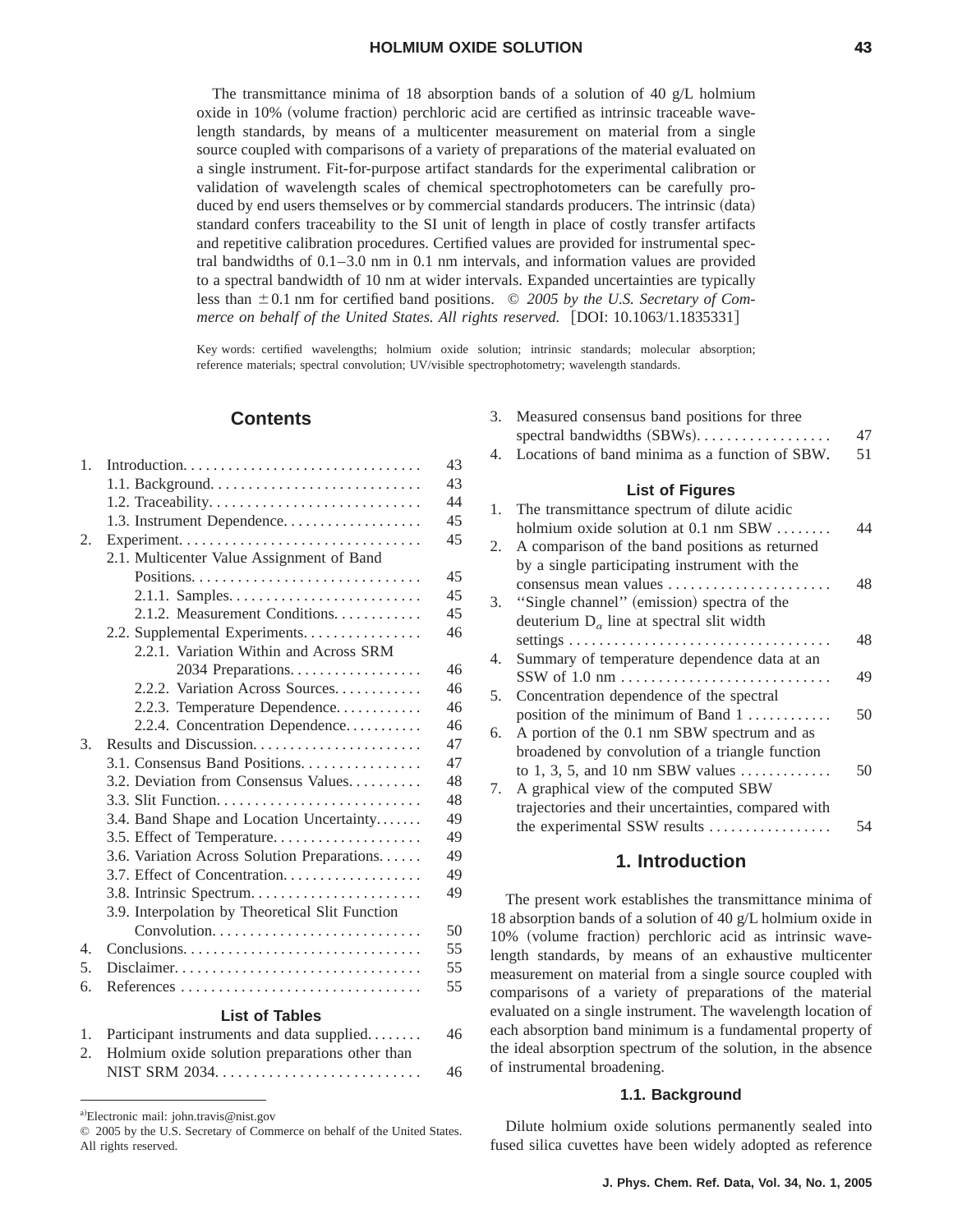The transmittance minima of 18 absorption bands of a solution of 40 g/L holmium oxide in 10% (volume fraction) perchloric acid are certified as intrinsic traceable wavelength standards, by means of a multicenter measurement on material from a single source coupled with comparisons of a variety of preparations of the material evaluated on a single instrument. Fit-for-purpose artifact standards for the experimental calibration or validation of wavelength scales of chemical spectrophotometers can be carefully produced by end users themselves or by commercial standards producers. The intrinsic (data) standard confers traceability to the SI unit of length in place of costly transfer artifacts and repetitive calibration procedures. Certified values are provided for instrumental spectral bandwidths of 0.1–3.0 nm in 0.1 nm intervals, and information values are provided to a spectral bandwidth of 10 nm at wider intervals. Expanded uncertainties are typically less than ±0.1 nm for certified band positions. *© 2005 by the U.S. Secretary of Commerce on behalf of the United States. All rights reserved.* [DOI: 10.1063/1.1835331]

Key words: certified wavelengths; holmium oxide solution; intrinsic standards; molecular absorption; reference materials; spectral convolution; UV/visible spectrophotometry; wavelength standards.

## Contents

1. Introduction .......... 43
   - 1.1. Background .......... 43
   - 1.2. Traceability .......... 44
   - 1.3. Instrument Dependence .......... 45
2. Experiment .......... 45
   - 2.1. Multicenter Value Assignment of Band Positions .......... 45
     - 2.1.1. Samples .......... 45
     - 2.1.2. Measurement Conditions .......... 45
   - 2.2. Supplemental Experiments .......... 46
     - 2.2.1. Variation Within and Across SRM 2034 Preparations .......... 46
     - 2.2.2. Variation Across Sources .......... 46
     - 2.2.3. Temperature Dependence .......... 46
     - 2.2.4. Concentration Dependence .......... 46
3. Results and Discussion .......... 47
   - 3.1. Consensus Band Positions .......... 47
   - 3.2. Deviation from Consensus Values .......... 48
   - 3.3. Slit Function .......... 48
   - 3.4. Band Shape and Location Uncertainty .......... 49
   - 3.5. Effect of Temperature .......... 49
   - 3.6. Variation Across Solution Preparations .......... 49
   - 3.7. Effect of Concentration .......... 49
   - 3.8. Intrinsic Spectrum .......... 49
   - 3.9. Interpolation by Theoretical Slit Function Convolution .......... 50
4. Conclusions .......... 55
5. Disclaimer .......... 55
6. References .......... 55

### List of Tables

1. Participant instruments and data supplied .......... 46
2. Holmium oxide solution preparations other than NIST SRM 2034 .......... 46
3. Measured consensus band positions for three spectral bandwidths (SBWs) .......... 47
4. Locations of band minima as a function of SBW .......... 51

### List of Figures

1. The transmittance spectrum of dilute acidic holmium oxide solution at 0.1 nm SBW .......... 44
2. A comparison of the band positions as returned by a single participating instrument with the consensus mean values .......... 48
3. ''Single channel'' (emission) spectra of the deuterium $D_\alpha$ line at spectral slit width settings .......... 48
4. Summary of temperature dependence data at an SSW of 1.0 nm .......... 49
5. Concentration dependence of the spectral position of the minimum of Band 1 .......... 50
6. A portion of the 0.1 nm SBW spectrum and as broadened by convolution of a triangle function to 1, 3, 5, and 10 nm SBW values .......... 50
7. A graphical view of the computed SBW trajectories and their uncertainties, compared with the experimental SSW results .......... 54

## 1. Introduction

The present work establishes the transmittance minima of 18 absorption bands of a solution of 40 g/L holmium oxide in 10% (volume fraction) perchloric acid as intrinsic wavelength standards, by means of an exhaustive multicenter measurement on material from a single source coupled with comparisons of a variety of preparations of the material evaluated on a single instrument. The wavelength location of each absorption band minimum is a fundamental property of the ideal absorption spectrum of the solution, in the absence of instrumental broadening.

### 1.1. Background

Dilute holmium oxide solutions permanently sealed into fused silica cuvettes have been widely adopted as reference

[a]Electronic mail: john.travis@nist.gov

© 2005 by the U.S. Secretary of Commerce on behalf of the United States. All rights reserved.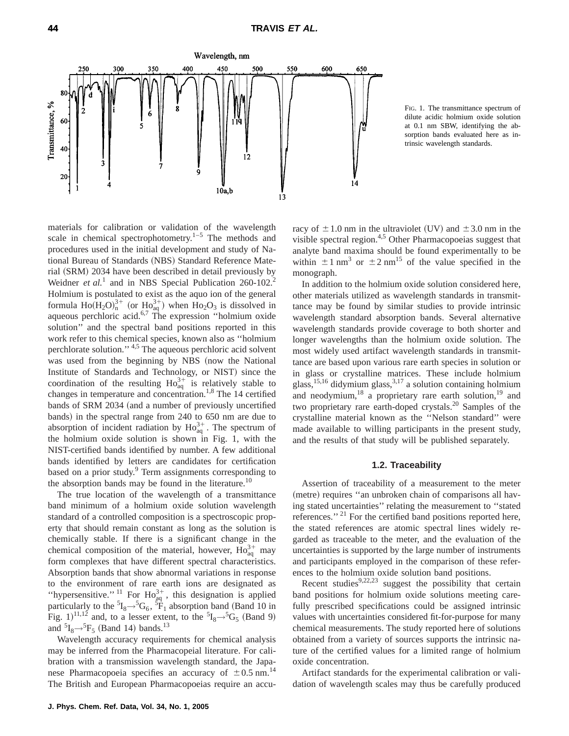FIG. 1. The transmittance spectrum of dilute acidic holmium oxide solution at 0.1 nm SBW, identifying the absorption bands evaluated here as intrinsic wavelength standards.

materials for calibration or validation of the wavelength scale in chemical spectrophotometry.[1–5] The methods and procedures used in the initial development and study of National Bureau of Standards (NBS) Standard Reference Material (SRM) 2034 have been described in detail previously by Weidner *et al.*[1] and in NBS Special Publication 260-102.[2] Holmium is postulated to exist as the aquo ion of the general formula $Ho(H_2O)_n^{3+}$ (or $Ho_{aq}^{3+}$) when $Ho_2O_3$ is dissolved in aqueous perchloric acid.[6,7] The expression ''holmium oxide solution'' and the spectral band positions reported in this work refer to this chemical species, known also as ''holmium perchlorate solution.''[4,5] The aqueous perchloric acid solvent was used from the beginning by NBS (now the National Institute of Standards and Technology, or NIST) since the coordination of the resulting $Ho_{aq}^{3+}$ is relatively stable to changes in temperature and concentration.[1,8] The 14 certified bands of SRM 2034 (and a number of previously uncertified bands) in the spectral range from 240 to 650 nm are due to absorption of incident radiation by $Ho_{aq}^{3+}$. The spectrum of the holmium oxide solution is shown in Fig. 1, with the NIST-certified bands identified by number. A few additional bands identified by letters are candidates for certification based on a prior study.[9] Term assignments corresponding to the absorption bands may be found in the literature.[10]

The true location of the wavelength of a transmittance band minimum of a holmium oxide solution wavelength standard of a controlled composition is a spectroscopic property that should remain constant as long as the solution is chemically stable. If there is a significant change in the chemical composition of the material, however, $Ho_{aq}^{3+}$ may form complexes that have different spectral characteristics. Absorption bands that show abnormal variations in response to the environment of rare earth ions are designated as ''hypersensitive.''[11] For $Ho_{aq}^{3+}$, this designation is applied particularly to the $^5I_8 \rightarrow {}^5G_6$, $^5F_1$ absorption band (Band 10 in Fig. 1)[11,12] and, to a lesser extent, to the $^5I_8 \rightarrow {}^5G_5$ (Band 9) and $^5I_8 \rightarrow {}^5F_5$ (Band 14) bands.[13]

Wavelength accuracy requirements for chemical analysis may be inferred from the Pharmacopeial literature. For calibration with a transmission wavelength standard, the Japanese Pharmacopoeia specifies an accuracy of $\pm 0.5$ nm.[14] The British and European Pharmacopoeias require an accuracy of $\pm 1.0$ nm in the ultraviolet (UV) and $\pm 3.0$ nm in the visible spectral region.[4,5] Other Pharmacopoeias suggest that analyte band maxima should be found experimentally to be within $\pm 1$ nm[3] or $\pm 2$ nm[15] of the value specified in the monograph.

In addition to the holmium oxide solution considered here, other materials utilized as wavelength standards in transmittance may be found by similar studies to provide intrinsic wavelength standard absorption bands. Several alternative wavelength standards provide coverage to both shorter and longer wavelengths than the holmium oxide solution. The most widely used artifact wavelength standards in transmittance are based upon various rare earth species in solution or in glass or crystalline matrices. These include holmium glass,[15,16] didymium glass,[3,17] a solution containing holmium and neodymium,[18] a proprietary rare earth solution,[19] and two proprietary rare earth-doped crystals.[20] Samples of the crystalline material known as the ''Nelson standard'' were made available to willing participants in the present study, and the results of that study will be published separately.

### 1.2. Traceability

Assertion of traceability of a measurement to the meter (metre) requires ''an unbroken chain of comparisons all having stated uncertainties'' relating the measurement to ''stated references.''[21] For the certified band positions reported here, the stated references are atomic spectral lines widely regarded as traceable to the meter, and the evaluation of the uncertainties is supported by the large number of instruments and participants employed in the comparison of these references to the holmium oxide solution band positions.

Recent studies[9,22,23] suggest the possibility that certain band positions for holmium oxide solutions meeting carefully prescribed specifications could be assigned intrinsic values with uncertainties considered fit-for-purpose for many chemical measurements. The study reported here of solutions obtained from a variety of sources supports the intrinsic nature of the certified values for a limited range of holmium oxide concentration.

Artifact standards for the experimental calibration or validation of wavelength scales may thus be carefully produced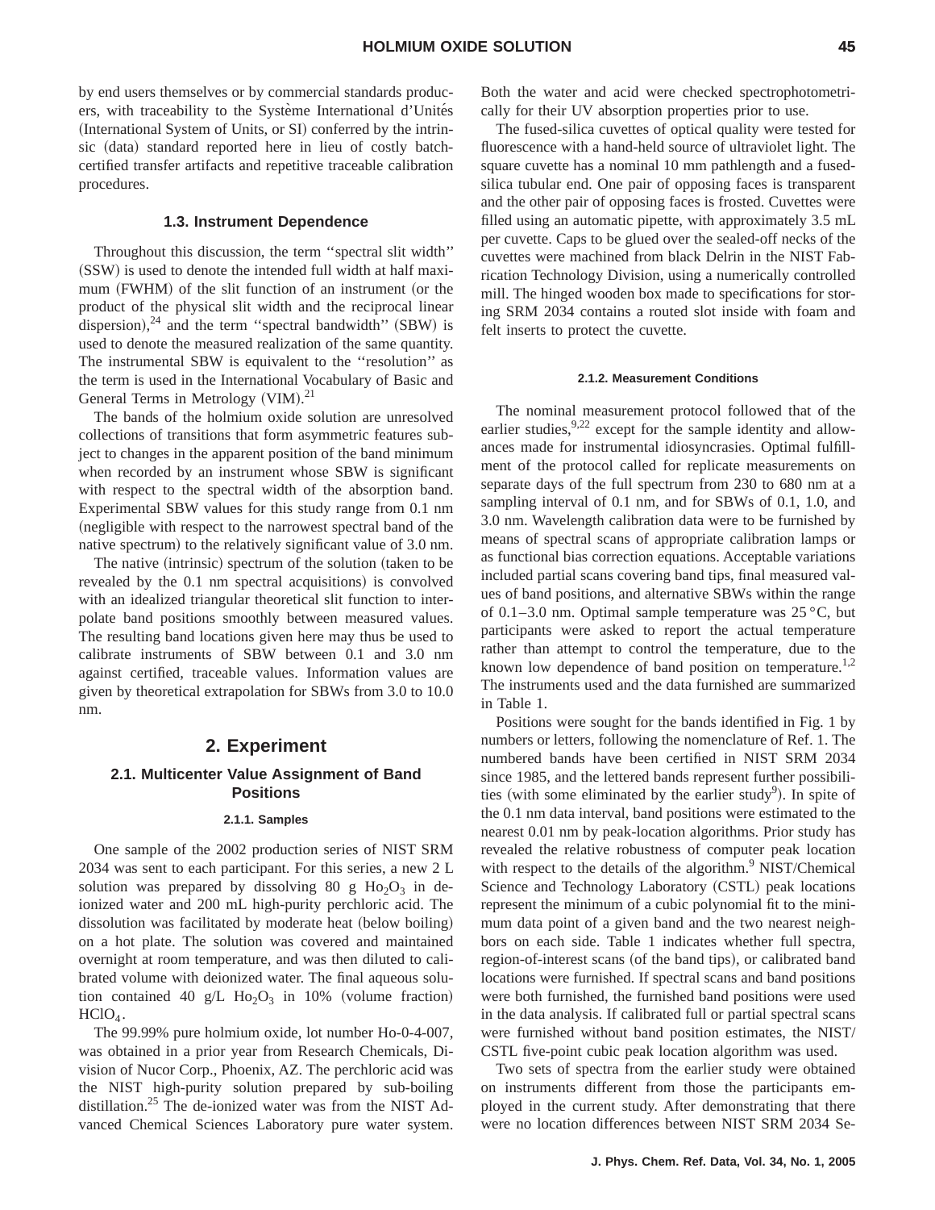by end users themselves or by commercial standards producers, with traceability to the Système International d'Unités (International System of Units, or SI) conferred by the intrinsic (data) standard reported here in lieu of costly batch-certified transfer artifacts and repetitive traceable calibration procedures.

### 1.3. Instrument Dependence

Throughout this discussion, the term ''spectral slit width'' (SSW) is used to denote the intended full width at half maximum (FWHM) of the slit function of an instrument (or the product of the physical slit width and the reciprocal linear dispersion),[24] and the term ''spectral bandwidth'' (SBW) is used to denote the measured realization of the same quantity. The instrumental SBW is equivalent to the ''resolution'' as the term is used in the International Vocabulary of Basic and General Terms in Metrology (VIM).[21]

The bands of the holmium oxide solution are unresolved collections of transitions that form asymmetric features subject to changes in the apparent position of the band minimum when recorded by an instrument whose SBW is significant with respect to the spectral width of the absorption band. Experimental SBW values for this study range from 0.1 nm (negligible with respect to the narrowest spectral band of the native spectrum) to the relatively significant value of 3.0 nm.

The native (intrinsic) spectrum of the solution (taken to be revealed by the 0.1 nm spectral acquisitions) is convolved with an idealized triangular theoretical slit function to interpolate band positions smoothly between measured values. The resulting band locations given here may thus be used to calibrate instruments of SBW between 0.1 and 3.0 nm against certified, traceable values. Information values are given by theoretical extrapolation for SBWs from 3.0 to 10.0 nm.

## 2. Experiment

### 2.1. Multicenter Value Assignment of Band Positions

#### 2.1.1. Samples

One sample of the 2002 production series of NIST SRM 2034 was sent to each participant. For this series, a new 2 L solution was prepared by dissolving 80 g $Ho_2O_3$ in deionized water and 200 mL high-purity perchloric acid. The dissolution was facilitated by moderate heat (below boiling) on a hot plate. The solution was covered and maintained overnight at room temperature, and was then diluted to calibrated volume with deionized water. The final aqueous solution contained 40 g/L $Ho_2O_3$ in 10% (volume fraction) $HClO_4$.

The 99.99% pure holmium oxide, lot number Ho-0-4-007, was obtained in a prior year from Research Chemicals, Division of Nucor Corp., Phoenix, AZ. The perchloric acid was the NIST high-purity solution prepared by sub-boiling distillation.[25] The de-ionized water was from the NIST Advanced Chemical Sciences Laboratory pure water system. Both the water and acid were checked spectrophotometrically for their UV absorption properties prior to use.

The fused-silica cuvettes of optical quality were tested for fluorescence with a hand-held source of ultraviolet light. The square cuvette has a nominal 10 mm pathlength and a fused-silica tubular end. One pair of opposing faces is transparent and the other pair of opposing faces is frosted. Cuvettes were filled using an automatic pipette, with approximately 3.5 mL per cuvette. Caps to be glued over the sealed-off necks of the cuvettes were machined from black Delrin in the NIST Fabrication Technology Division, using a numerically controlled mill. The hinged wooden box made to specifications for storing SRM 2034 contains a routed slot inside with foam and felt inserts to protect the cuvette.

#### 2.1.2. Measurement Conditions

The nominal measurement protocol followed that of the earlier studies,[9,22] except for the sample identity and allowances made for instrumental idiosyncrasies. Optimal fulfillment of the protocol called for replicate measurements on separate days of the full spectrum from 230 to 680 nm at a sampling interval of 0.1 nm, and for SBWs of 0.1, 1.0, and 3.0 nm. Wavelength calibration data were to be furnished by means of spectral scans of appropriate calibration lamps or as functional bias correction equations. Acceptable variations included partial scans covering band tips, final measured values of band positions, and alternative SBWs within the range of 0.1–3.0 nm. Optimal sample temperature was 25 °C, but participants were asked to report the actual temperature rather than attempt to control the temperature, due to the known low dependence of band position on temperature.[1,2] The instruments used and the data furnished are summarized in Table 1.

Positions were sought for the bands identified in Fig. 1 by numbers or letters, following the nomenclature of Ref. 1. The numbered bands have been certified in NIST SRM 2034 since 1985, and the lettered bands represent further possibilities (with some eliminated by the earlier study[9]). In spite of the 0.1 nm data interval, band positions were estimated to the nearest 0.01 nm by peak-location algorithms. Prior study has revealed the relative robustness of computer peak location with respect to the details of the algorithm.[9] NIST/Chemical Science and Technology Laboratory (CSTL) peak locations represent the minimum of a cubic polynomial fit to the minimum data point of a given band and the two nearest neighbors on each side. Table 1 indicates whether full spectra, region-of-interest scans (of the band tips), or calibrated band locations were furnished. If spectral scans and band positions were both furnished, the furnished band positions were used in the data analysis. If calibrated full or partial spectral scans were furnished without band position estimates, the NIST/CSTL five-point cubic peak location algorithm was used.

Two sets of spectra from the earlier study were obtained on instruments different from those the participants employed in the current study. After demonstrating that there were no location differences between NIST SRM 2034 Se-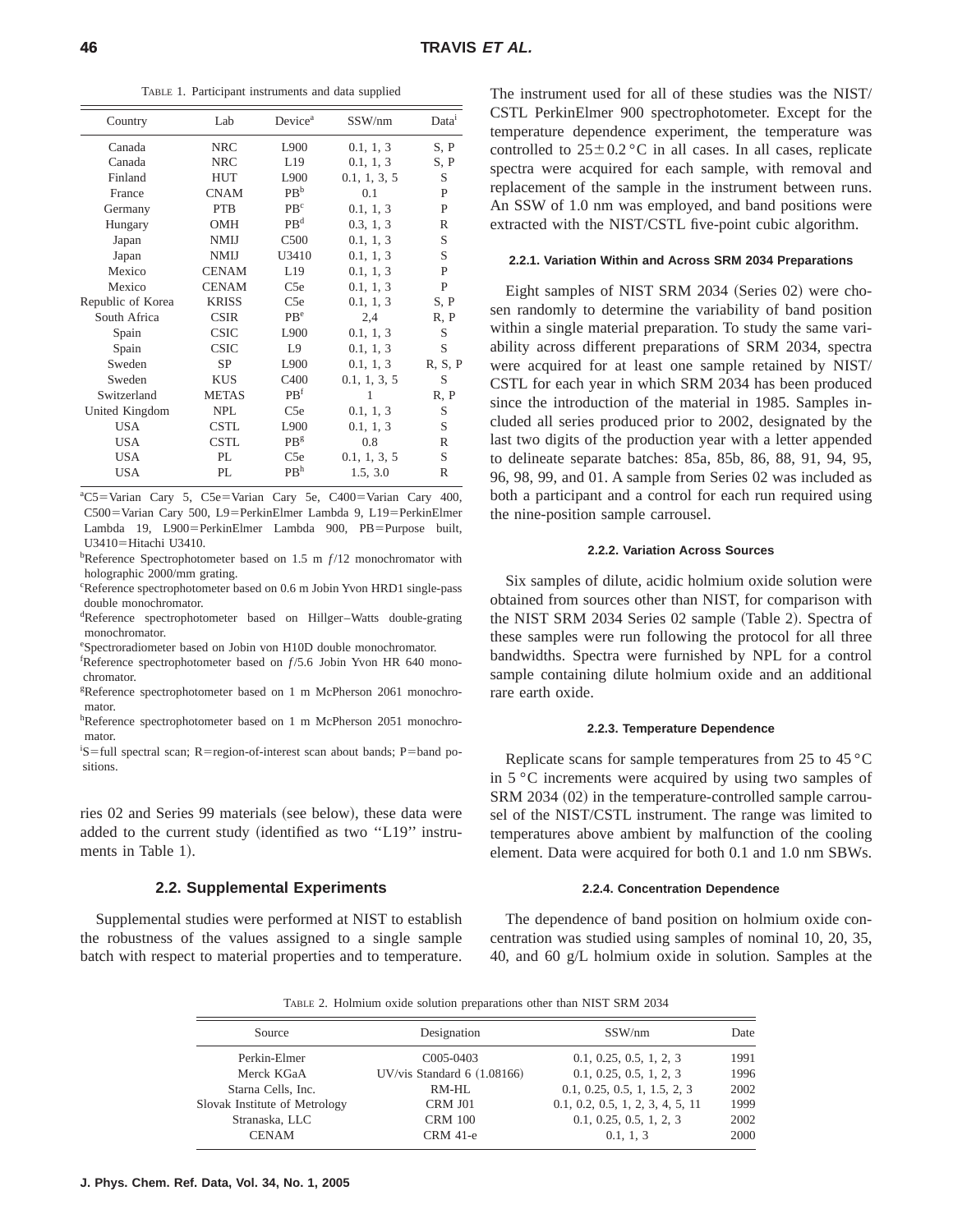TABLE 1. Participant instruments and data supplied

| Country | Lab | Device[a] | SSW/nm | Data[i] |
|---|---|---|---|---|
| Canada | NRC | L900 | 0.1, 1, 3 | S, P |
| Canada | NRC | L19 | 0.1, 1, 3 | S, P |
| Finland | HUT | L900 | 0.1, 1, 3, 5 | S |
| France | CNAM | PB[b] | 0.1 | P |
| Germany | PTB | PB[c] | 0.1, 1, 3 | P |
| Hungary | OMH | PB[d] | 0.3, 1, 3 | R |
| Japan | NMIJ | C500 | 0.1, 1, 3 | S |
| Japan | NMIJ | U3410 | 0.1, 1, 3 | S |
| Mexico | CENAM | L19 | 0.1, 1, 3 | P |
| Mexico | CENAM | C5e | 0.1, 1, 3 | P |
| Republic of Korea | KRISS | C5e | 0.1, 1, 3 | S, P |
| South Africa | CSIR | PB[e] | 2,4 | R, P |
| Spain | CSIC | L900 | 0.1, 1, 3 | S |
| Spain | CSIC | L9 | 0.1, 1, 3 | S |
| Sweden | SP | L900 | 0.1, 1, 3 | R, S, P |
| Sweden | KUS | C400 | 0.1, 1, 3, 5 | S |
| Switzerland | METAS | PB[f] | 1 | R, P |
| United Kingdom | NPL | C5e | 0.1, 1, 3 | S |
| USA | CSTL | L900 | 0.1, 1, 3 | S |
| USA | CSTL | PB[g] | 0.8 | R |
| USA | PL | C5e | 0.1, 1, 3, 5 | S |
| USA | PL | PB[h] | 1.5, 3.0 | R |

[a]C5=Varian Cary 5, C5e=Varian Cary 5e, C400=Varian Cary 400, C500=Varian Cary 500, L9=PerkinElmer Lambda 9, L19=PerkinElmer Lambda 19, L900=PerkinElmer Lambda 900, PB=Purpose built, U3410=Hitachi U3410.

[b]Reference Spectrophotometer based on 1.5 m *f*/12 monochromator with holographic 2000/mm grating.

[c]Reference spectrophotometer based on 0.6 m Jobin Yvon HRD1 single-pass double monochromator.

[d]Reference spectrophotometer based on Hillger–Watts double-grating monochromator.

[e]Spectroradiometer based on Jobin von H10D double monochromator.

[f]Reference spectrophotometer based on *f*/5.6 Jobin Yvon HR 640 monochromator.

[g]Reference spectrophotometer based on 1 m McPherson 2061 monochromator.

[h]Reference spectrophotometer based on 1 m McPherson 2051 monochromator.

[i]S=full spectral scan; R=region-of-interest scan about bands; P=band positions.

ries 02 and Series 99 materials (see below), these data were added to the current study (identified as two "L19" instruments in Table 1).

## 2.2. Supplemental Experiments

Supplemental studies were performed at NIST to establish the robustness of the values assigned to a single sample batch with respect to material properties and to temperature. The instrument used for all of these studies was the NIST/CSTL PerkinElmer 900 spectrophotometer. Except for the temperature dependence experiment, the temperature was controlled to $25\pm0.2\,°C$ in all cases. In all cases, replicate spectra were acquired for each sample, with removal and replacement of the sample in the instrument between runs. An SSW of 1.0 nm was employed, and band positions were extracted with the NIST/CSTL five-point cubic algorithm.

### 2.2.1. Variation Within and Across SRM 2034 Preparations

Eight samples of NIST SRM 2034 (Series 02) were chosen randomly to determine the variability of band position within a single material preparation. To study the same variability across different preparations of SRM 2034, spectra were acquired for at least one sample retained by NIST/CSTL for each year in which SRM 2034 has been produced since the introduction of the material in 1985. Samples included all series produced prior to 2002, designated by the last two digits of the production year with a letter appended to delineate separate batches: 85a, 85b, 86, 88, 91, 94, 95, 96, 98, 99, and 01. A sample from Series 02 was included as both a participant and a control for each run required using the nine-position sample carrousel.

### 2.2.2. Variation Across Sources

Six samples of dilute, acidic holmium oxide solution were obtained from sources other than NIST, for comparison with the NIST SRM 2034 Series 02 sample (Table 2). Spectra of these samples were run following the protocol for all three bandwidths. Spectra were furnished by NPL for a control sample containing dilute holmium oxide and an additional rare earth oxide.

### 2.2.3. Temperature Dependence

Replicate scans for sample temperatures from 25 to 45 °C in 5 °C increments were acquired by using two samples of SRM 2034 (02) in the temperature-controlled sample carrousel of the NIST/CSTL instrument. The range was limited to temperatures above ambient by malfunction of the cooling element. Data were acquired for both 0.1 and 1.0 nm SBWs.

### 2.2.4. Concentration Dependence

The dependence of band position on holmium oxide concentration was studied using samples of nominal 10, 20, 35, 40, and 60 g/L holmium oxide in solution. Samples at the

TABLE 2. Holmium oxide solution preparations other than NIST SRM 2034

| Source | Designation | SSW/nm | Date |
|---|---|---|---|
| Perkin-Elmer | C005-0403 | 0.1, 0.25, 0.5, 1, 2, 3 | 1991 |
| Merck KGaA | UV/vis Standard 6 (1.08166) | 0.1, 0.25, 0.5, 1, 2, 3 | 1996 |
| Starna Cells, Inc. | RM-HL | 0.1, 0.25, 0.5, 1, 1.5, 2, 3 | 2002 |
| Slovak Institute of Metrology | CRM J01 | 0.1, 0.2, 0.5, 1, 2, 3, 4, 5, 11 | 1999 |
| Stranaska, LLC | CRM 100 | 0.1, 0.25, 0.5, 1, 2, 3 | 2002 |
| CENAM | CRM 41-e | 0.1, 1, 3 | 2000 |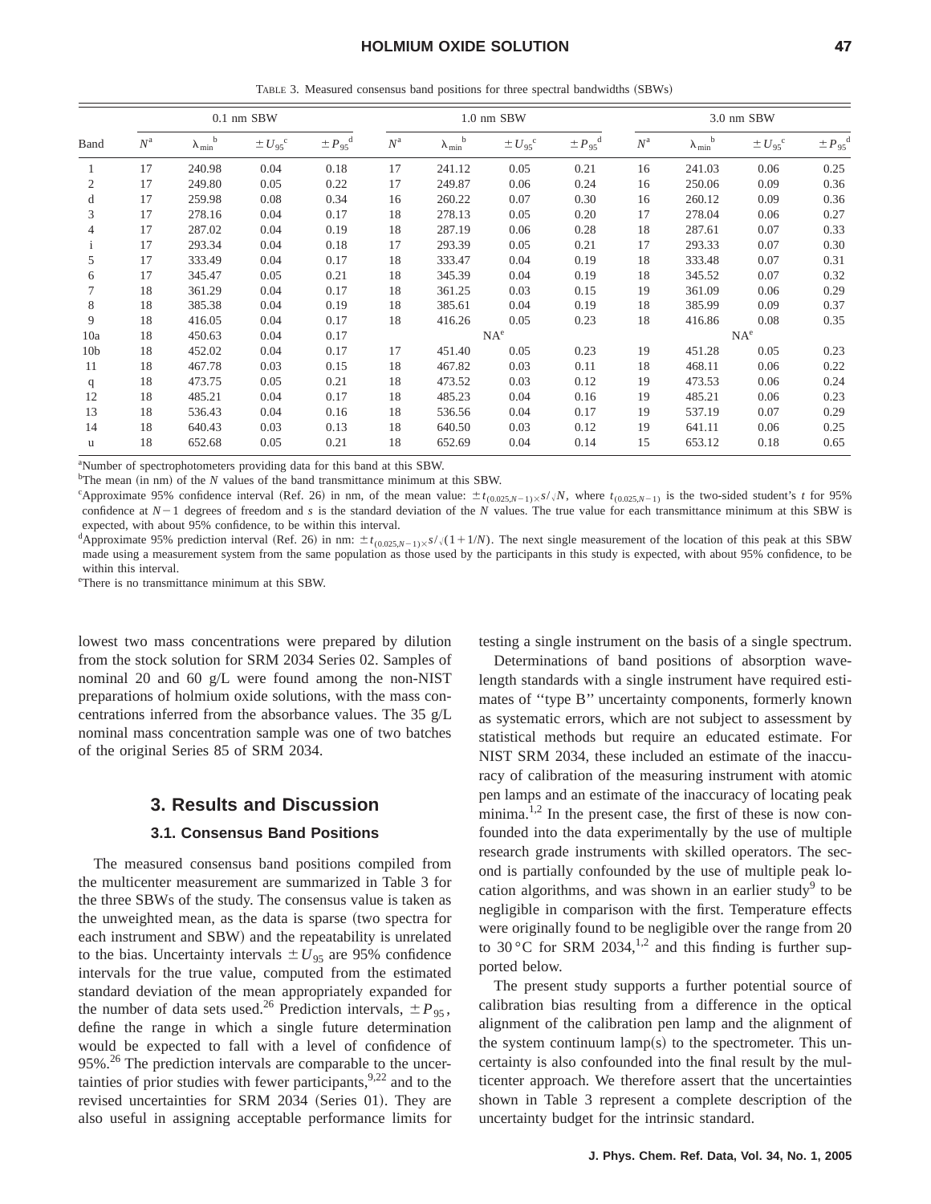TABLE 3. Measured consensus band positions for three spectral bandwidths (SBWs)

| Band | 0.1 nm SBW | | | | 1.0 nm SBW | | | | 3.0 nm SBW | | | |
|---|---|---|---|---|---|---|---|---|---|---|---|---|
| | $N$[a] | $\lambda_{min}$[b] | $\pm U_{95}$[c] | $\pm P_{95}$[d] | $N$[a] | $\lambda_{min}$[b] | $\pm U_{95}$[c] | $\pm P_{95}$[d] | $N$[a] | $\lambda_{min}$[b] | $\pm U_{95}$[c] | $\pm P_{95}$[d] |
| 1 | 17 | 240.98 | 0.04 | 0.18 | 17 | 241.12 | 0.05 | 0.21 | 16 | 241.03 | 0.06 | 0.25 |
| 2 | 17 | 249.80 | 0.05 | 0.22 | 17 | 249.87 | 0.06 | 0.24 | 16 | 250.06 | 0.09 | 0.36 |
| d | 17 | 259.98 | 0.08 | 0.34 | 16 | 260.22 | 0.07 | 0.30 | 16 | 260.12 | 0.09 | 0.36 |
| 3 | 17 | 278.16 | 0.04 | 0.17 | 18 | 278.13 | 0.05 | 0.20 | 17 | 278.04 | 0.06 | 0.27 |
| 4 | 17 | 287.02 | 0.04 | 0.19 | 18 | 287.19 | 0.06 | 0.28 | 18 | 287.61 | 0.07 | 0.33 |
| i | 17 | 293.34 | 0.04 | 0.18 | 17 | 293.39 | 0.05 | 0.21 | 17 | 293.33 | 0.07 | 0.30 |
| 5 | 17 | 333.49 | 0.04 | 0.17 | 18 | 333.47 | 0.04 | 0.19 | 18 | 333.48 | 0.07 | 0.31 |
| 6 | 17 | 345.47 | 0.05 | 0.21 | 18 | 345.39 | 0.04 | 0.19 | 18 | 345.52 | 0.07 | 0.32 |
| 7 | 18 | 361.29 | 0.04 | 0.17 | 18 | 361.25 | 0.03 | 0.15 | 19 | 361.09 | 0.06 | 0.29 |
| 8 | 18 | 385.38 | 0.04 | 0.19 | 18 | 385.61 | 0.04 | 0.19 | 18 | 385.99 | 0.09 | 0.37 |
| 9 | 18 | 416.05 | 0.04 | 0.17 | 18 | 416.26 | 0.05 | 0.23 | 18 | 416.86 | 0.08 | 0.35 |
| 10a | 18 | 450.63 | 0.04 | 0.17 | | NA[e] | | | | NA[e] | | |
| 10b | 18 | 452.02 | 0.04 | 0.17 | 17 | 451.40 | 0.05 | 0.23 | 19 | 451.28 | 0.05 | 0.23 |
| 11 | 18 | 467.78 | 0.03 | 0.15 | 18 | 467.82 | 0.03 | 0.11 | 18 | 468.11 | 0.06 | 0.22 |
| q | 18 | 473.75 | 0.05 | 0.21 | 18 | 473.52 | 0.03 | 0.12 | 19 | 473.53 | 0.06 | 0.24 |
| 12 | 18 | 485.21 | 0.04 | 0.17 | 18 | 485.23 | 0.04 | 0.16 | 19 | 485.21 | 0.06 | 0.23 |
| 13 | 18 | 536.43 | 0.04 | 0.16 | 18 | 536.56 | 0.04 | 0.17 | 19 | 537.19 | 0.07 | 0.29 |
| 14 | 18 | 640.43 | 0.03 | 0.13 | 18 | 640.50 | 0.03 | 0.12 | 19 | 641.11 | 0.06 | 0.25 |
| u | 18 | 652.68 | 0.05 | 0.21 | 18 | 652.69 | 0.04 | 0.14 | 15 | 653.12 | 0.18 | 0.65 |

[a]Number of spectrophotometers providing data for this band at this SBW.
[b]The mean (in nm) of the $N$ values of the band transmittance minimum at this SBW.
[c]Approximate 95% confidence interval (Ref. 26) in nm, of the mean value: $\pm t_{(0.025,N-1)\times}s/\sqrt{N}$, where $t_{(0.025,N-1)}$ is the two-sided student's $t$ for 95% confidence at $N-1$ degrees of freedom and $s$ is the standard deviation of the $N$ values. The true value for each transmittance minimum at this SBW is expected, with about 95% confidence, to be within this interval.
[d]Approximate 95% prediction interval (Ref. 26) in nm: $\pm t_{(0.025,N-1)\times}s/\sqrt{(1+1/N)}$. The next single measurement of the location of this peak at this SBW made using a measurement system from the same population as those used by the participants in this study is expected, with about 95% confidence, to be within this interval.
[e]There is no transmittance minimum at this SBW.

lowest two mass concentrations were prepared by dilution from the stock solution for SRM 2034 Series 02. Samples of nominal 20 and 60 g/L were found among the non-NIST preparations of holmium oxide solutions, with the mass concentrations inferred from the absorbance values. The 35 g/L nominal mass concentration sample was one of two batches of the original Series 85 of SRM 2034.

## 3. Results and Discussion

### 3.1. Consensus Band Positions

The measured consensus band positions compiled from the multicenter measurement are summarized in Table 3 for the three SBWs of the study. The consensus value is taken as the unweighted mean, as the data is sparse (two spectra for each instrument and SBW) and the repeatability is unrelated to the bias. Uncertainty intervals $\pm U_{95}$ are 95% confidence intervals for the true value, computed from the estimated standard deviation of the mean appropriately expanded for the number of data sets used.[26] Prediction intervals, $\pm P_{95}$, define the range in which a single future determination would be expected to fall with a level of confidence of 95%.[26] The prediction intervals are comparable to the uncertainties of prior studies with fewer participants,[9,22] and to the revised uncertainties for SRM 2034 (Series 01). They are also useful in assigning acceptable performance limits for testing a single instrument on the basis of a single spectrum.

Determinations of band positions of absorption wavelength standards with a single instrument have required estimates of "type B" uncertainty components, formerly known as systematic errors, which are not subject to assessment by statistical methods but require an educated estimate. For NIST SRM 2034, these included an estimate of the inaccuracy of calibration of the measuring instrument with atomic pen lamps and an estimate of the inaccuracy of locating peak minima.[1,2] In the present case, the first of these is now confounded into the data experimentally by the use of multiple research grade instruments with skilled operators. The second is partially confounded by the use of multiple peak location algorithms, and was shown in an earlier study[9] to be negligible in comparison with the first. Temperature effects were originally found to be negligible over the range from 20 to 30 °C for SRM 2034,[1,2] and this finding is further supported below.

The present study supports a further potential source of calibration bias resulting from a difference in the optical alignment of the calibration pen lamp and the alignment of the system continuum lamp(s) to the spectrometer. This uncertainty is also confounded into the final result by the multicenter approach. We therefore assert that the uncertainties shown in Table 3 represent a complete description of the uncertainty budget for the intrinsic standard.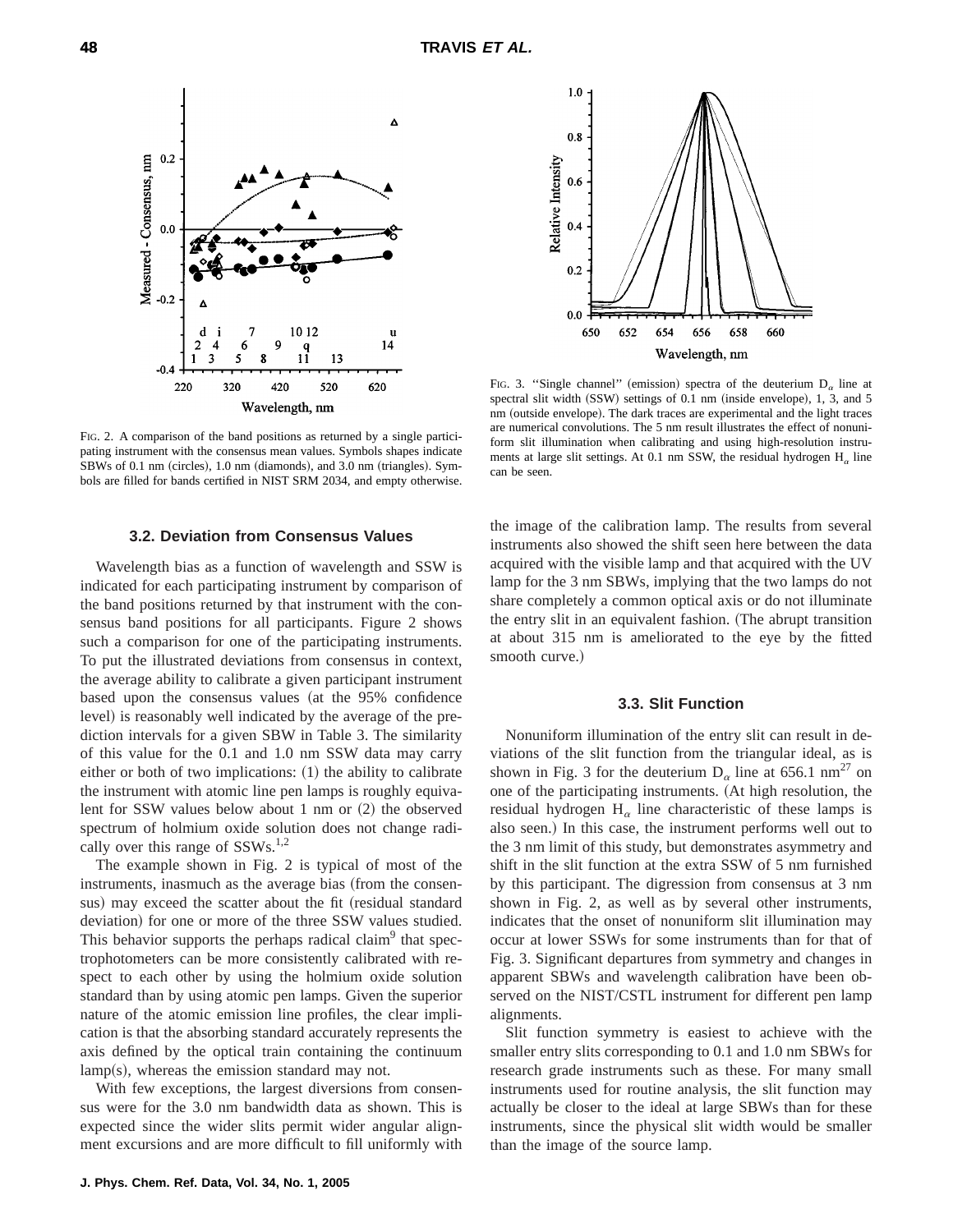FIG. 2. A comparison of the band positions as returned by a single participating instrument with the consensus mean values. Symbols shapes indicate SBWs of 0.1 nm (circles), 1.0 nm (diamonds), and 3.0 nm (triangles). Symbols are filled for bands certified in NIST SRM 2034, and empty otherwise.

FIG. 3. "Single channel" (emission) spectra of the deuterium $D_\alpha$ line at spectral slit width (SSW) settings of 0.1 nm (inside envelope), 1, 3, and 5 nm (outside envelope). The dark traces are experimental and the light traces are numerical convolutions. The 5 nm result illustrates the effect of nonuniform slit illumination when calibrating and using high-resolution instruments at large slit settings. At 0.1 nm SSW, the residual hydrogen $H_\alpha$ line can be seen.

### 3.2. Deviation from Consensus Values

Wavelength bias as a function of wavelength and SSW is indicated for each participating instrument by comparison of the band positions returned by that instrument with the consensus band positions for all participants. Figure 2 shows such a comparison for one of the participating instruments. To put the illustrated deviations from consensus in context, the average ability to calibrate a given participant instrument based upon the consensus values (at the 95% confidence level) is reasonably well indicated by the average of the prediction intervals for a given SBW in Table 3. The similarity of this value for the 0.1 and 1.0 nm SSW data may carry either or both of two implications: (1) the ability to calibrate the instrument with atomic line pen lamps is roughly equivalent for SSW values below about 1 nm or (2) the observed spectrum of holmium oxide solution does not change radically over this range of SSWs.[1,2]

The example shown in Fig. 2 is typical of most of the instruments, inasmuch as the average bias (from the consensus) may exceed the scatter about the fit (residual standard deviation) for one or more of the three SSW values studied. This behavior supports the perhaps radical claim[9] that spectrophotometers can be more consistently calibrated with respect to each other by using the holmium oxide solution standard than by using atomic pen lamps. Given the superior nature of the atomic emission line profiles, the clear implication is that the absorbing standard accurately represents the axis defined by the optical train containing the continuum lamp(s), whereas the emission standard may not.

With few exceptions, the largest diversions from consensus were for the 3.0 nm bandwidth data as shown. This is expected since the wider slits permit wider angular alignment excursions and are more difficult to fill uniformly with the image of the calibration lamp. The results from several instruments also showed the shift seen here between the data acquired with the visible lamp and that acquired with the UV lamp for the 3 nm SBWs, implying that the two lamps do not share completely a common optical axis or do not illuminate the entry slit in an equivalent fashion. (The abrupt transition at about 315 nm is ameliorated to the eye by the fitted smooth curve.)

### 3.3. Slit Function

Nonuniform illumination of the entry slit can result in deviations of the slit function from the triangular ideal, as is shown in Fig. 3 for the deuterium $D_\alpha$ line at 656.1 nm[27] on one of the participating instruments. (At high resolution, the residual hydrogen $H_\alpha$ line characteristic of these lamps is also seen.) In this case, the instrument performs well out to the 3 nm limit of this study, but demonstrates asymmetry and shift in the slit function at the extra SSW of 5 nm furnished by this participant. The digression from consensus at 3 nm shown in Fig. 2, as well as by several other instruments, indicates that the onset of nonuniform slit illumination may occur at lower SSWs for some instruments than for that of Fig. 3. Significant departures from symmetry and changes in apparent SBWs and wavelength calibration have been observed on the NIST/CSTL instrument for different pen lamp alignments.

Slit function symmetry is easiest to achieve with the smaller entry slits corresponding to 0.1 and 1.0 nm SBWs for research grade instruments such as these. For many small instruments used for routine analysis, the slit function may actually be closer to the ideal at large SBWs than for these instruments, since the physical slit width would be smaller than the image of the source lamp.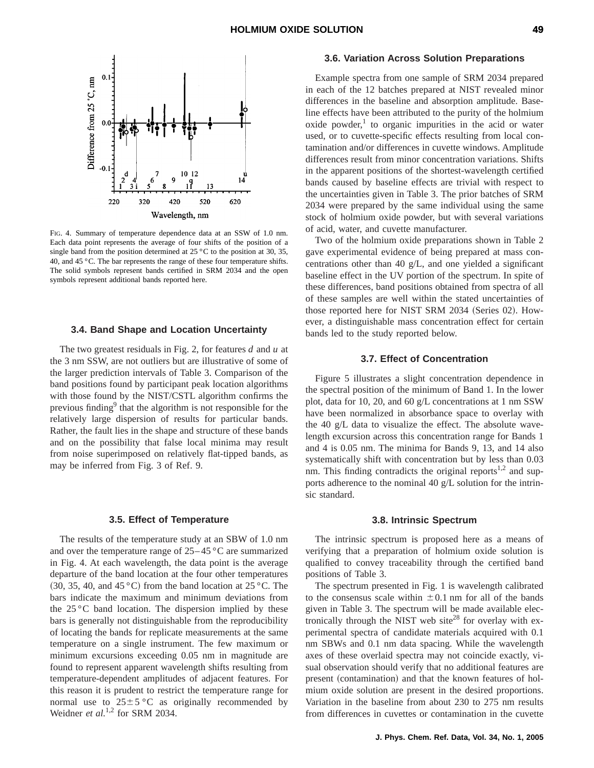FIG. 4. Summary of temperature dependence data at an SSW of 1.0 nm. Each data point represents the average of four shifts of the position of a single band from the position determined at 25 °C to the position at 30, 35, 40, and 45 °C. The bar represents the range of these four temperature shifts. The solid symbols represent bands certified in SRM 2034 and the open symbols represent additional bands reported here.

### 3.4. Band Shape and Location Uncertainty

The two greatest residuals in Fig. 2, for features *d* and *u* at the 3 nm SSW, are not outliers but are illustrative of some of the larger prediction intervals of Table 3. Comparison of the band positions found by participant peak location algorithms with those found by the NIST/CSTL algorithm confirms the previous finding[9] that the algorithm is not responsible for the relatively large dispersion of results for particular bands. Rather, the fault lies in the shape and structure of these bands and on the possibility that false local minima may result from noise superimposed on relatively flat-tipped bands, as may be inferred from Fig. 3 of Ref. 9.

### 3.5. Effect of Temperature

The results of the temperature study at an SBW of 1.0 nm and over the temperature range of 25–45 °C are summarized in Fig. 4. At each wavelength, the data point is the average departure of the band location at the four other temperatures (30, 35, 40, and 45 °C) from the band location at 25 °C. The bars indicate the maximum and minimum deviations from the 25 °C band location. The dispersion implied by these bars is generally not distinguishable from the reproducibility of locating the bands for replicate measurements at the same temperature on a single instrument. The few maximum or minimum excursions exceeding 0.05 nm in magnitude are found to represent apparent wavelength shifts resulting from temperature-dependent amplitudes of adjacent features. For this reason it is prudent to restrict the temperature range for normal use to $25 \pm 5$ °C as originally recommended by Weidner *et al.*[1,2] for SRM 2034.

### 3.6. Variation Across Solution Preparations

Example spectra from one sample of SRM 2034 prepared in each of the 12 batches prepared at NIST revealed minor differences in the baseline and absorption amplitude. Baseline effects have been attributed to the purity of the holmium oxide powder,[1] to organic impurities in the acid or water used, or to cuvette-specific effects resulting from local contamination and/or differences in cuvette windows. Amplitude differences result from minor concentration variations. Shifts in the apparent positions of the shortest-wavelength certified bands caused by baseline effects are trivial with respect to the uncertainties given in Table 3. The prior batches of SRM 2034 were prepared by the same individual using the same stock of holmium oxide powder, but with several variations of acid, water, and cuvette manufacturer.

Two of the holmium oxide preparations shown in Table 2 gave experimental evidence of being prepared at mass concentrations other than 40 g/L, and one yielded a significant baseline effect in the UV portion of the spectrum. In spite of these differences, band positions obtained from spectra of all of these samples are well within the stated uncertainties of those reported here for NIST SRM 2034 (Series 02). However, a distinguishable mass concentration effect for certain bands led to the study reported below.

### 3.7. Effect of Concentration

Figure 5 illustrates a slight concentration dependence in the spectral position of the minimum of Band 1. In the lower plot, data for 10, 20, and 60 g/L concentrations at 1 nm SSW have been normalized in absorbance space to overlay with the 40 g/L data to visualize the effect. The absolute wavelength excursion across this concentration range for Bands 1 and 4 is 0.05 nm. The minima for Bands 9, 13, and 14 also systematically shift with concentration but by less than 0.03 nm. This finding contradicts the original reports[1,2] and supports adherence to the nominal 40 g/L solution for the intrinsic standard.

### 3.8. Intrinsic Spectrum

The intrinsic spectrum is proposed here as a means of verifying that a preparation of holmium oxide solution is qualified to convey traceability through the certified band positions of Table 3.

The spectrum presented in Fig. 1 is wavelength calibrated to the consensus scale within $\pm 0.1$ nm for all of the bands given in Table 3. The spectrum will be made available electronically through the NIST web site[28] for overlay with experimental spectra of candidate materials acquired with 0.1 nm SBWs and 0.1 nm data spacing. While the wavelength axes of these overlaid spectra may not coincide exactly, visual observation should verify that no additional features are present (contamination) and that the known features of holmium oxide solution are present in the desired proportions. Variation in the baseline from about 230 to 275 nm results from differences in cuvettes or contamination in the cuvette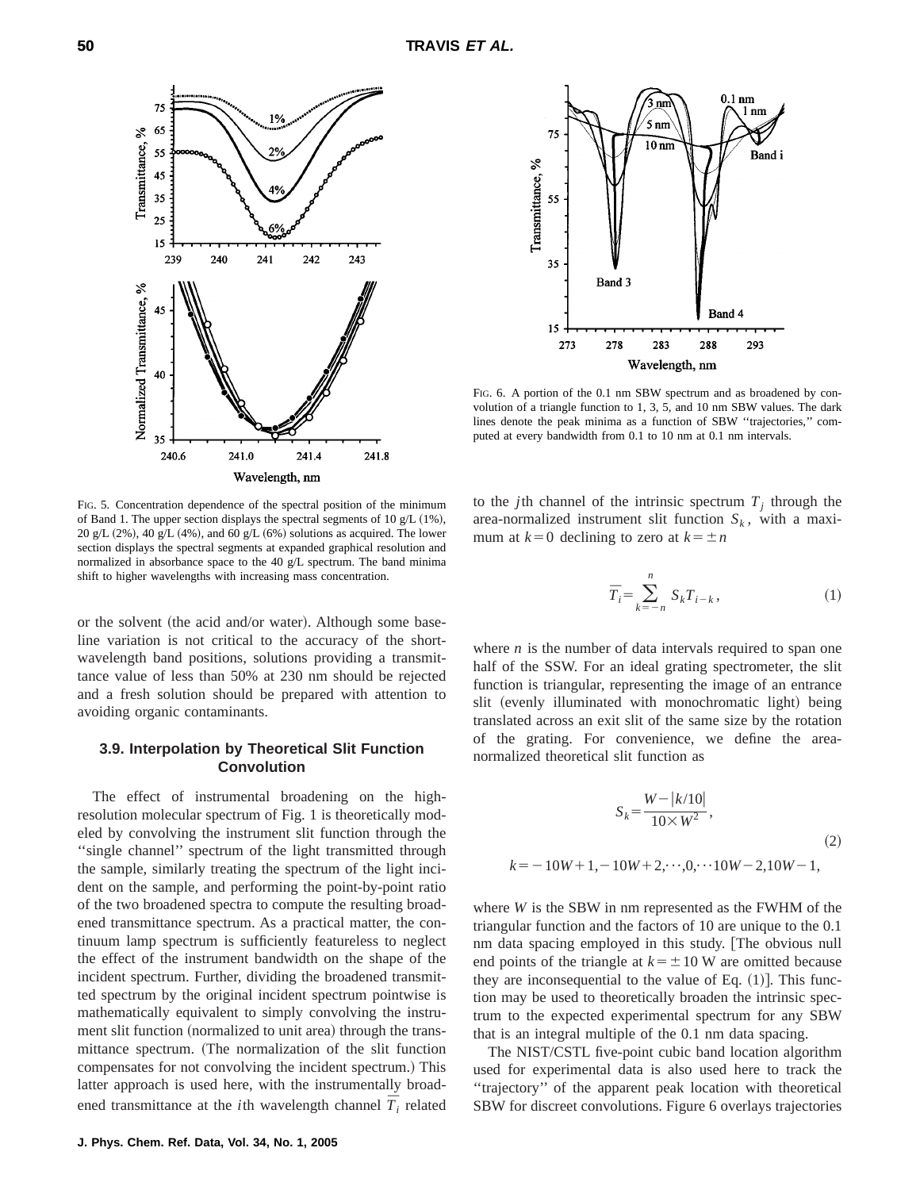FIG. 5. Concentration dependence of the spectral position of the minimum of Band 1. The upper section displays the spectral segments of 10 g/L (1%), 20 g/L (2%), 40 g/L (4%), and 60 g/L (6%) solutions as acquired. The lower section displays the spectral segments at expanded graphical resolution and normalized in absorbance space to the 40 g/L spectrum. The band minima shift to higher wavelengths with increasing mass concentration.

FIG. 6. A portion of the 0.1 nm SBW spectrum and as broadened by convolution of a triangle function to 1, 3, 5, and 10 nm SBW values. The dark lines denote the peak minima as a function of SBW ''trajectories,'' computed at every bandwidth from 0.1 to 10 nm at 0.1 nm intervals.

or the solvent (the acid and/or water). Although some baseline variation is not critical to the accuracy of the short-wavelength band positions, solutions providing a transmittance value of less than 50% at 230 nm should be rejected and a fresh solution should be prepared with attention to avoiding organic contaminants.

### 3.9. Interpolation by Theoretical Slit Function Convolution

The effect of instrumental broadening on the high-resolution molecular spectrum of Fig. 1 is theoretically modeled by convolving the instrument slit function through the ''single channel'' spectrum of the light transmitted through the sample, similarly treating the spectrum of the light incident on the sample, and performing the point-by-point ratio of the two broadened spectra to compute the resulting broadened transmittance spectrum. As a practical matter, the continuum lamp spectrum is sufficiently featureless to neglect the effect of the instrument bandwidth on the shape of the incident spectrum. Further, dividing the broadened transmitted spectrum by the original incident spectrum pointwise is mathematically equivalent to simply convolving the instrument slit function (normalized to unit area) through the transmittance spectrum. (The normalization of the slit function compensates for not convolving the incident spectrum.) This latter approach is used here, with the instrumentally broadened transmittance at the $i$th wavelength channel $\bar{T}_i$ related to the $j$th channel of the intrinsic spectrum $T_j$ through the area-normalized instrument slit function $S_k$, with a maximum at $k=0$ declining to zero at $k=\pm n$

$$\bar{T}_i=\sum_{k=-n}^{n} S_k T_{i-k}, \tag{1}$$

where $n$ is the number of data intervals required to span one half of the SSW. For an ideal grating spectrometer, the slit function is triangular, representing the image of an entrance slit (evenly illuminated with monochromatic light) being translated across an exit slit of the same size by the rotation of the grating. For convenience, we define the area-normalized theoretical slit function as

$$S_k=\frac{W-|k/10|}{10\times W^2},$$
$$k=-10W+1,-10W+2,\cdots,0,\cdots 10W-2,10W-1, \tag{2}$$

where $W$ is the SBW in nm represented as the FWHM of the triangular function and the factors of 10 are unique to the 0.1 nm data spacing employed in this study. [The obvious null end points of the triangle at $k=\pm 10$ W are omitted because they are inconsequential to the value of Eq. (1)]. This function may be used to theoretically broaden the intrinsic spectrum to the expected experimental spectrum for any SBW that is an integral multiple of the 0.1 nm data spacing.

The NIST/CSTL five-point cubic band location algorithm used for experimental data is also used here to track the ''trajectory'' of the apparent peak location with theoretical SBW for discreet convolutions. Figure 6 overlays trajectories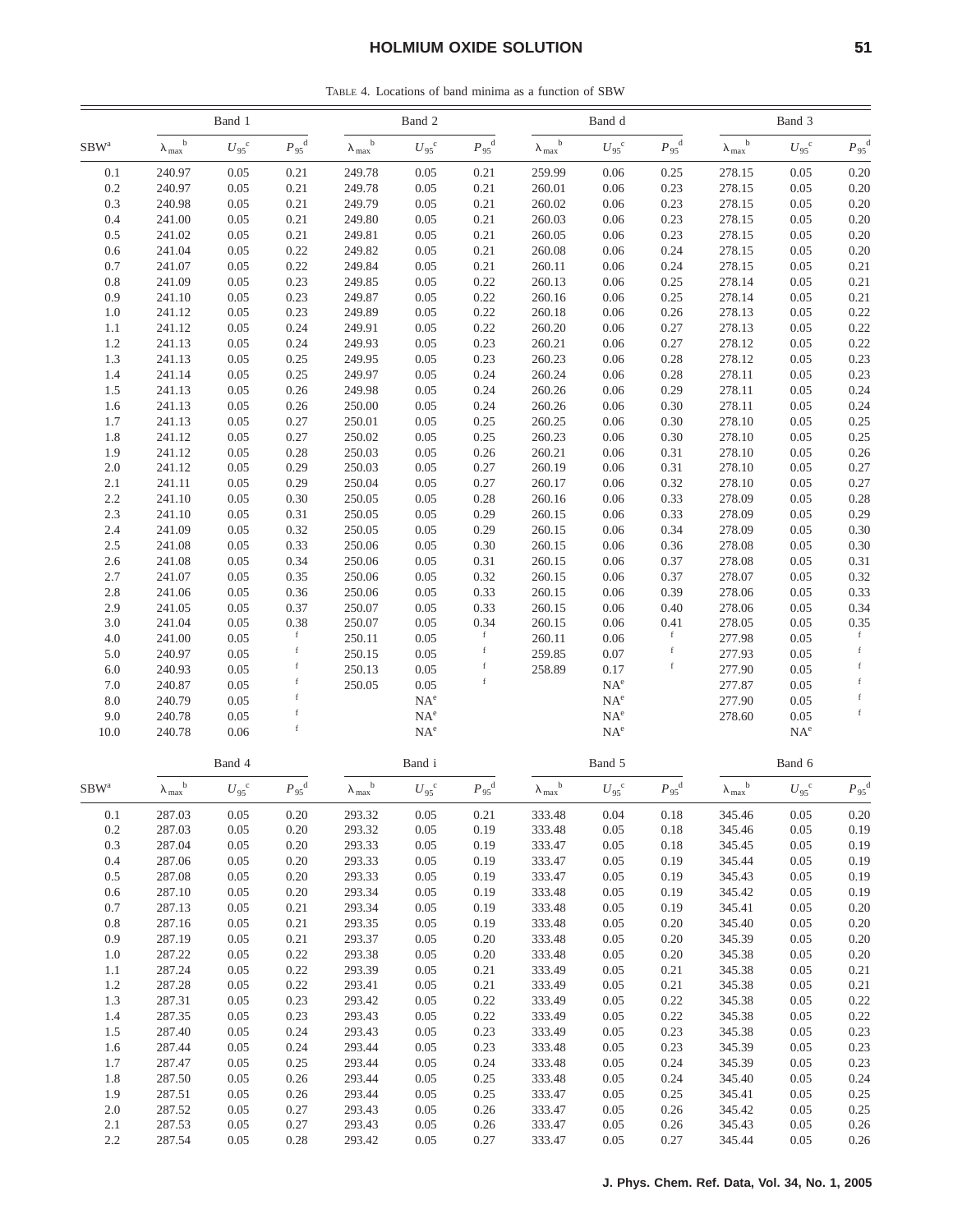TABLE 4. Locations of band minima as a function of SBW

| SBW[a] | Band 1 | | | Band 2 | | | Band d | | | Band 3 | | |
|---|---|---|---|---|---|---|---|---|---|---|---|---|
| | $\lambda_{max}$[b] | $U_{95}$[c] | $P_{95}$[d] | $\lambda_{max}$[b] | $U_{95}$[c] | $P_{95}$[d] | $\lambda_{max}$[b] | $U_{95}$[c] | $P_{95}$[d] | $\lambda_{max}$[b] | $U_{95}$[c] | $P_{95}$[d] |
| 0.1 | 240.97 | 0.05 | 0.21 | 249.78 | 0.05 | 0.21 | 259.99 | 0.06 | 0.25 | 278.15 | 0.05 | 0.20 |
| 0.2 | 240.97 | 0.05 | 0.21 | 249.78 | 0.05 | 0.21 | 260.01 | 0.06 | 0.23 | 278.15 | 0.05 | 0.20 |
| 0.3 | 240.98 | 0.05 | 0.21 | 249.79 | 0.05 | 0.21 | 260.02 | 0.06 | 0.23 | 278.15 | 0.05 | 0.20 |
| 0.4 | 241.00 | 0.05 | 0.21 | 249.80 | 0.05 | 0.21 | 260.03 | 0.06 | 0.23 | 278.15 | 0.05 | 0.20 |
| 0.5 | 241.02 | 0.05 | 0.21 | 249.81 | 0.05 | 0.21 | 260.05 | 0.06 | 0.23 | 278.15 | 0.05 | 0.20 |
| 0.6 | 241.04 | 0.05 | 0.22 | 249.82 | 0.05 | 0.21 | 260.08 | 0.06 | 0.24 | 278.15 | 0.05 | 0.20 |
| 0.7 | 241.07 | 0.05 | 0.22 | 249.84 | 0.05 | 0.21 | 260.11 | 0.06 | 0.24 | 278.15 | 0.05 | 0.21 |
| 0.8 | 241.09 | 0.05 | 0.23 | 249.85 | 0.05 | 0.22 | 260.13 | 0.06 | 0.25 | 278.14 | 0.05 | 0.21 |
| 0.9 | 241.10 | 0.05 | 0.23 | 249.87 | 0.05 | 0.22 | 260.16 | 0.06 | 0.25 | 278.14 | 0.05 | 0.21 |
| 1.0 | 241.12 | 0.05 | 0.23 | 249.89 | 0.05 | 0.22 | 260.18 | 0.06 | 0.26 | 278.13 | 0.05 | 0.22 |
| 1.1 | 241.12 | 0.05 | 0.24 | 249.91 | 0.05 | 0.22 | 260.20 | 0.06 | 0.27 | 278.13 | 0.05 | 0.22 |
| 1.2 | 241.13 | 0.05 | 0.24 | 249.93 | 0.05 | 0.23 | 260.21 | 0.06 | 0.27 | 278.12 | 0.05 | 0.22 |
| 1.3 | 241.13 | 0.05 | 0.25 | 249.95 | 0.05 | 0.23 | 260.23 | 0.06 | 0.28 | 278.12 | 0.05 | 0.23 |
| 1.4 | 241.14 | 0.05 | 0.25 | 249.97 | 0.05 | 0.24 | 260.24 | 0.06 | 0.28 | 278.11 | 0.05 | 0.23 |
| 1.5 | 241.13 | 0.05 | 0.26 | 249.98 | 0.05 | 0.24 | 260.26 | 0.06 | 0.29 | 278.11 | 0.05 | 0.24 |
| 1.6 | 241.13 | 0.05 | 0.26 | 250.00 | 0.05 | 0.24 | 260.26 | 0.06 | 0.30 | 278.11 | 0.05 | 0.24 |
| 1.7 | 241.13 | 0.05 | 0.27 | 250.01 | 0.05 | 0.25 | 260.25 | 0.06 | 0.30 | 278.10 | 0.05 | 0.25 |
| 1.8 | 241.12 | 0.05 | 0.27 | 250.02 | 0.05 | 0.25 | 260.23 | 0.06 | 0.30 | 278.10 | 0.05 | 0.25 |
| 1.9 | 241.12 | 0.05 | 0.28 | 250.03 | 0.05 | 0.26 | 260.21 | 0.06 | 0.31 | 278.10 | 0.05 | 0.26 |
| 2.0 | 241.12 | 0.05 | 0.29 | 250.03 | 0.05 | 0.27 | 260.19 | 0.06 | 0.31 | 278.10 | 0.05 | 0.27 |
| 2.1 | 241.11 | 0.05 | 0.29 | 250.04 | 0.05 | 0.27 | 260.17 | 0.06 | 0.32 | 278.10 | 0.05 | 0.27 |
| 2.2 | 241.10 | 0.05 | 0.30 | 250.05 | 0.05 | 0.28 | 260.16 | 0.06 | 0.33 | 278.09 | 0.05 | 0.28 |
| 2.3 | 241.10 | 0.05 | 0.31 | 250.05 | 0.05 | 0.29 | 260.15 | 0.06 | 0.33 | 278.09 | 0.05 | 0.29 |
| 2.4 | 241.09 | 0.05 | 0.32 | 250.05 | 0.05 | 0.29 | 260.15 | 0.06 | 0.34 | 278.09 | 0.05 | 0.30 |
| 2.5 | 241.08 | 0.05 | 0.33 | 250.06 | 0.05 | 0.30 | 260.15 | 0.06 | 0.36 | 278.08 | 0.05 | 0.30 |
| 2.6 | 241.08 | 0.05 | 0.34 | 250.06 | 0.05 | 0.31 | 260.15 | 0.06 | 0.37 | 278.08 | 0.05 | 0.31 |
| 2.7 | 241.07 | 0.05 | 0.35 | 250.06 | 0.05 | 0.32 | 260.15 | 0.06 | 0.37 | 278.07 | 0.05 | 0.32 |
| 2.8 | 241.06 | 0.05 | 0.36 | 250.06 | 0.05 | 0.33 | 260.15 | 0.06 | 0.39 | 278.06 | 0.05 | 0.33 |
| 2.9 | 241.05 | 0.05 | 0.37 | 250.07 | 0.05 | 0.33 | 260.15 | 0.06 | 0.40 | 278.06 | 0.05 | 0.34 |
| 3.0 | 241.04 | 0.05 | 0.38 | 250.07 | 0.05 | 0.34 | 260.15 | 0.06 | 0.41 | 278.05 | 0.05 | 0.35 |
| 4.0 | 241.00 | 0.05 | [f] | 250.11 | 0.05 | [f] | 260.11 | 0.06 | [f] | 277.98 | 0.05 | [f] |
| 5.0 | 240.97 | 0.05 | [f] | 250.15 | 0.05 | [f] | 259.85 | 0.07 | [f] | 277.93 | 0.05 | [f] |
| 6.0 | 240.93 | 0.05 | [f] | 250.13 | 0.05 | [f] | 258.89 | 0.17 | [f] | 277.90 | 0.05 | [f] |
| 7.0 | 240.87 | 0.05 | [f] | 250.05 | 0.05 | [f] | | NA[e] | | 277.87 | 0.05 | [f] |
| 8.0 | 240.79 | 0.05 | [f] | | NA[e] | | | NA[e] | | 277.90 | 0.05 | [f] |
| 9.0 | 240.78 | 0.05 | [f] | | NA[e] | | | NA[e] | | 278.60 | 0.05 | [f] |
| 10.0 | 240.78 | 0.06 | [f] | | NA[e] | | | NA[e] | | | NA[e] | |

| SBW[a] | Band 4 | | | Band i | | | Band 5 | | | Band 6 | | |
|---|---|---|---|---|---|---|---|---|---|---|---|---|
| | $\lambda_{max}$[b] | $U_{95}$[c] | $P_{95}$[d] | $\lambda_{max}$[b] | $U_{95}$[c] | $P_{95}$[d] | $\lambda_{max}$[b] | $U_{95}$[c] | $P_{95}$[d] | $\lambda_{max}$[b] | $U_{95}$[c] | $P_{95}$[d] |
| 0.1 | 287.03 | 0.05 | 0.20 | 293.32 | 0.05 | 0.21 | 333.48 | 0.04 | 0.18 | 345.46 | 0.05 | 0.20 |
| 0.2 | 287.03 | 0.05 | 0.20 | 293.32 | 0.05 | 0.19 | 333.48 | 0.05 | 0.18 | 345.46 | 0.05 | 0.19 |
| 0.3 | 287.04 | 0.05 | 0.20 | 293.33 | 0.05 | 0.19 | 333.47 | 0.05 | 0.18 | 345.45 | 0.05 | 0.19 |
| 0.4 | 287.06 | 0.05 | 0.20 | 293.33 | 0.05 | 0.19 | 333.47 | 0.05 | 0.19 | 345.44 | 0.05 | 0.19 |
| 0.5 | 287.08 | 0.05 | 0.20 | 293.33 | 0.05 | 0.19 | 333.47 | 0.05 | 0.19 | 345.43 | 0.05 | 0.19 |
| 0.6 | 287.10 | 0.05 | 0.20 | 293.34 | 0.05 | 0.19 | 333.48 | 0.05 | 0.19 | 345.42 | 0.05 | 0.19 |
| 0.7 | 287.13 | 0.05 | 0.21 | 293.34 | 0.05 | 0.19 | 333.48 | 0.05 | 0.19 | 345.41 | 0.05 | 0.20 |
| 0.8 | 287.16 | 0.05 | 0.21 | 293.35 | 0.05 | 0.19 | 333.48 | 0.05 | 0.20 | 345.40 | 0.05 | 0.20 |
| 0.9 | 287.19 | 0.05 | 0.21 | 293.37 | 0.05 | 0.20 | 333.48 | 0.05 | 0.20 | 345.39 | 0.05 | 0.20 |
| 1.0 | 287.22 | 0.05 | 0.22 | 293.38 | 0.05 | 0.20 | 333.48 | 0.05 | 0.20 | 345.38 | 0.05 | 0.20 |
| 1.1 | 287.24 | 0.05 | 0.22 | 293.39 | 0.05 | 0.21 | 333.49 | 0.05 | 0.21 | 345.38 | 0.05 | 0.21 |
| 1.2 | 287.28 | 0.05 | 0.22 | 293.41 | 0.05 | 0.21 | 333.49 | 0.05 | 0.21 | 345.38 | 0.05 | 0.21 |
| 1.3 | 287.31 | 0.05 | 0.23 | 293.42 | 0.05 | 0.22 | 333.49 | 0.05 | 0.22 | 345.38 | 0.05 | 0.22 |
| 1.4 | 287.35 | 0.05 | 0.23 | 293.43 | 0.05 | 0.22 | 333.49 | 0.05 | 0.22 | 345.38 | 0.05 | 0.22 |
| 1.5 | 287.40 | 0.05 | 0.24 | 293.43 | 0.05 | 0.23 | 333.49 | 0.05 | 0.23 | 345.38 | 0.05 | 0.23 |
| 1.6 | 287.44 | 0.05 | 0.24 | 293.44 | 0.05 | 0.23 | 333.48 | 0.05 | 0.23 | 345.39 | 0.05 | 0.23 |
| 1.7 | 287.47 | 0.05 | 0.25 | 293.44 | 0.05 | 0.24 | 333.48 | 0.05 | 0.24 | 345.39 | 0.05 | 0.23 |
| 1.8 | 287.50 | 0.05 | 0.26 | 293.44 | 0.05 | 0.25 | 333.48 | 0.05 | 0.24 | 345.40 | 0.05 | 0.24 |
| 1.9 | 287.51 | 0.05 | 0.26 | 293.44 | 0.05 | 0.25 | 333.47 | 0.05 | 0.25 | 345.41 | 0.05 | 0.25 |
| 2.0 | 287.52 | 0.05 | 0.27 | 293.43 | 0.05 | 0.26 | 333.47 | 0.05 | 0.26 | 345.42 | 0.05 | 0.25 |
| 2.1 | 287.53 | 0.05 | 0.27 | 293.43 | 0.05 | 0.26 | 333.47 | 0.05 | 0.26 | 345.43 | 0.05 | 0.26 |
| 2.2 | 287.54 | 0.05 | 0.28 | 293.42 | 0.05 | 0.27 | 333.47 | 0.05 | 0.27 | 345.44 | 0.05 | 0.26 |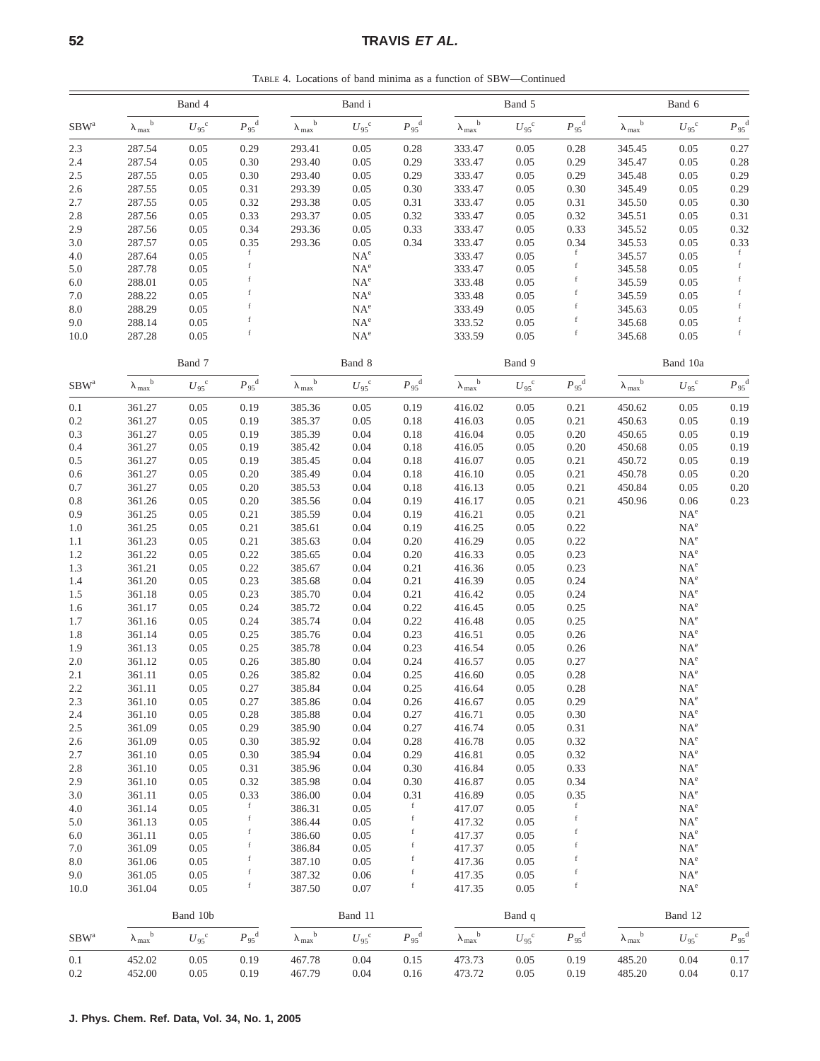TABLE 4. Locations of band minima as a function of SBW—Continued

| SBW[a] | Band 4 | | | Band i | | | Band 5 | | | Band 6 | | |
|---|---|---|---|---|---|---|---|---|---|---|---|---|
| | $\lambda_{max}$[b] | $U_{95}$[c] | $P_{95}$[d] | $\lambda_{max}$[b] | $U_{95}$[c] | $P_{95}$[d] | $\lambda_{max}$[b] | $U_{95}$[c] | $P_{95}$[d] | $\lambda_{max}$[b] | $U_{95}$[c] | $P_{95}$[d] |
| 2.3 | 287.54 | 0.05 | 0.29 | 293.41 | 0.05 | 0.28 | 333.47 | 0.05 | 0.28 | 345.45 | 0.05 | 0.27 |
| 2.4 | 287.54 | 0.05 | 0.30 | 293.40 | 0.05 | 0.29 | 333.47 | 0.05 | 0.29 | 345.47 | 0.05 | 0.28 |
| 2.5 | 287.55 | 0.05 | 0.30 | 293.40 | 0.05 | 0.29 | 333.47 | 0.05 | 0.29 | 345.48 | 0.05 | 0.29 |
| 2.6 | 287.55 | 0.05 | 0.31 | 293.39 | 0.05 | 0.30 | 333.47 | 0.05 | 0.30 | 345.49 | 0.05 | 0.29 |
| 2.7 | 287.55 | 0.05 | 0.32 | 293.38 | 0.05 | 0.31 | 333.47 | 0.05 | 0.31 | 345.50 | 0.05 | 0.30 |
| 2.8 | 287.56 | 0.05 | 0.33 | 293.37 | 0.05 | 0.32 | 333.47 | 0.05 | 0.32 | 345.51 | 0.05 | 0.31 |
| 2.9 | 287.56 | 0.05 | 0.34 | 293.36 | 0.05 | 0.33 | 333.47 | 0.05 | 0.33 | 345.52 | 0.05 | 0.32 |
| 3.0 | 287.57 | 0.05 | 0.35 | 293.36 | 0.05 | 0.34 | 333.47 | 0.05 | 0.34 | 345.53 | 0.05 | 0.33 |
| 4.0 | 287.64 | 0.05 | [f] | | NA[e] | | 333.47 | 0.05 | [f] | 345.57 | 0.05 | [f] |
| 5.0 | 287.78 | 0.05 | [f] | | NA[e] | | 333.47 | 0.05 | [f] | 345.58 | 0.05 | [f] |
| 6.0 | 288.01 | 0.05 | [f] | | NA[e] | | 333.48 | 0.05 | [f] | 345.59 | 0.05 | [f] |
| 7.0 | 288.22 | 0.05 | [f] | | NA[e] | | 333.48 | 0.05 | [f] | 345.59 | 0.05 | [f] |
| 8.0 | 288.29 | 0.05 | [f] | | NA[e] | | 333.49 | 0.05 | [f] | 345.63 | 0.05 | [f] |
| 9.0 | 288.14 | 0.05 | [f] | | NA[e] | | 333.52 | 0.05 | [f] | 345.68 | 0.05 | [f] |
| 10.0 | 287.28 | 0.05 | [f] | | NA[e] | | 333.59 | 0.05 | [f] | 345.68 | 0.05 | [f] |

| SBW[a] | Band 7 | | | Band 8 | | | Band 9 | | | Band 10a | | |
|---|---|---|---|---|---|---|---|---|---|---|---|---|
| | $\lambda_{max}$[b] | $U_{95}$[c] | $P_{95}$[d] | $\lambda_{max}$[b] | $U_{95}$[c] | $P_{95}$[d] | $\lambda_{max}$[b] | $U_{95}$[c] | $P_{95}$[d] | $\lambda_{max}$[b] | $U_{95}$[c] | $P_{95}$[d] |
| 0.1 | 361.27 | 0.05 | 0.19 | 385.36 | 0.05 | 0.19 | 416.02 | 0.05 | 0.21 | 450.62 | 0.05 | 0.19 |
| 0.2 | 361.27 | 0.05 | 0.19 | 385.37 | 0.05 | 0.18 | 416.03 | 0.05 | 0.21 | 450.63 | 0.05 | 0.19 |
| 0.3 | 361.27 | 0.05 | 0.19 | 385.39 | 0.04 | 0.18 | 416.04 | 0.05 | 0.20 | 450.65 | 0.05 | 0.19 |
| 0.4 | 361.27 | 0.05 | 0.19 | 385.42 | 0.04 | 0.18 | 416.05 | 0.05 | 0.20 | 450.68 | 0.05 | 0.19 |
| 0.5 | 361.27 | 0.05 | 0.19 | 385.45 | 0.04 | 0.18 | 416.07 | 0.05 | 0.21 | 450.72 | 0.05 | 0.19 |
| 0.6 | 361.27 | 0.05 | 0.20 | 385.49 | 0.04 | 0.18 | 416.10 | 0.05 | 0.21 | 450.78 | 0.05 | 0.20 |
| 0.7 | 361.27 | 0.05 | 0.20 | 385.53 | 0.04 | 0.18 | 416.13 | 0.05 | 0.21 | 450.84 | 0.05 | 0.20 |
| 0.8 | 361.26 | 0.05 | 0.20 | 385.56 | 0.04 | 0.19 | 416.17 | 0.05 | 0.21 | 450.96 | 0.06 | 0.23 |
| 0.9 | 361.25 | 0.05 | 0.21 | 385.59 | 0.04 | 0.19 | 416.21 | 0.05 | 0.21 | | NA[e] | |
| 1.0 | 361.25 | 0.05 | 0.21 | 385.61 | 0.04 | 0.19 | 416.25 | 0.05 | 0.22 | | NA[e] | |
| 1.1 | 361.23 | 0.05 | 0.21 | 385.63 | 0.04 | 0.20 | 416.29 | 0.05 | 0.22 | | NA[e] | |
| 1.2 | 361.22 | 0.05 | 0.22 | 385.65 | 0.04 | 0.20 | 416.33 | 0.05 | 0.23 | | NA[e] | |
| 1.3 | 361.21 | 0.05 | 0.22 | 385.67 | 0.04 | 0.21 | 416.36 | 0.05 | 0.23 | | NA[e] | |
| 1.4 | 361.20 | 0.05 | 0.23 | 385.68 | 0.04 | 0.21 | 416.39 | 0.05 | 0.24 | | NA[e] | |
| 1.5 | 361.18 | 0.05 | 0.23 | 385.70 | 0.04 | 0.21 | 416.42 | 0.05 | 0.24 | | NA[e] | |
| 1.6 | 361.17 | 0.05 | 0.24 | 385.72 | 0.04 | 0.22 | 416.45 | 0.05 | 0.25 | | NA[e] | |
| 1.7 | 361.16 | 0.05 | 0.24 | 385.74 | 0.04 | 0.22 | 416.48 | 0.05 | 0.25 | | NA[e] | |
| 1.8 | 361.14 | 0.05 | 0.25 | 385.76 | 0.04 | 0.23 | 416.51 | 0.05 | 0.26 | | NA[e] | |
| 1.9 | 361.13 | 0.05 | 0.25 | 385.78 | 0.04 | 0.23 | 416.54 | 0.05 | 0.26 | | NA[e] | |
| 2.0 | 361.12 | 0.05 | 0.26 | 385.80 | 0.04 | 0.24 | 416.57 | 0.05 | 0.27 | | NA[e] | |
| 2.1 | 361.11 | 0.05 | 0.26 | 385.82 | 0.04 | 0.25 | 416.60 | 0.05 | 0.28 | | NA[e] | |
| 2.2 | 361.11 | 0.05 | 0.27 | 385.84 | 0.04 | 0.25 | 416.64 | 0.05 | 0.28 | | NA[e] | |
| 2.3 | 361.10 | 0.05 | 0.27 | 385.86 | 0.04 | 0.26 | 416.67 | 0.05 | 0.29 | | NA[e] | |
| 2.4 | 361.10 | 0.05 | 0.28 | 385.88 | 0.04 | 0.27 | 416.71 | 0.05 | 0.30 | | NA[e] | |
| 2.5 | 361.09 | 0.05 | 0.29 | 385.90 | 0.04 | 0.27 | 416.74 | 0.05 | 0.31 | | NA[e] | |
| 2.6 | 361.09 | 0.05 | 0.30 | 385.92 | 0.04 | 0.28 | 416.78 | 0.05 | 0.32 | | NA[e] | |
| 2.7 | 361.10 | 0.05 | 0.30 | 385.94 | 0.04 | 0.29 | 416.81 | 0.05 | 0.32 | | NA[e] | |
| 2.8 | 361.10 | 0.05 | 0.31 | 385.96 | 0.04 | 0.30 | 416.84 | 0.05 | 0.33 | | NA[e] | |
| 2.9 | 361.10 | 0.05 | 0.32 | 385.98 | 0.04 | 0.30 | 416.87 | 0.05 | 0.34 | | NA[e] | |
| 3.0 | 361.11 | 0.05 | 0.33 | 386.00 | 0.04 | 0.31 | 416.89 | 0.05 | 0.35 | | NA[e] | |
| 4.0 | 361.14 | 0.05 | [f] | 386.31 | 0.05 | [f] | 417.07 | 0.05 | [f] | | NA[e] | |
| 5.0 | 361.13 | 0.05 | [f] | 386.44 | 0.05 | [f] | 417.32 | 0.05 | [f] | | NA[e] | |
| 6.0 | 361.11 | 0.05 | [f] | 386.60 | 0.05 | [f] | 417.37 | 0.05 | [f] | | NA[e] | |
| 7.0 | 361.09 | 0.05 | [f] | 386.84 | 0.05 | [f] | 417.37 | 0.05 | [f] | | NA[e] | |
| 8.0 | 361.06 | 0.05 | [f] | 387.10 | 0.05 | [f] | 417.36 | 0.05 | [f] | | NA[e] | |
| 9.0 | 361.05 | 0.05 | [f] | 387.32 | 0.06 | [f] | 417.35 | 0.05 | [f] | | NA[e] | |
| 10.0 | 361.04 | 0.05 | [f] | 387.50 | 0.07 | [f] | 417.35 | 0.05 | [f] | | NA[e] | |

| SBW[a] | Band 10b | | | Band 11 | | | Band q | | | Band 12 | | |
|---|---|---|---|---|---|---|---|---|---|---|---|---|
| | $\lambda_{max}$[b] | $U_{95}$[c] | $P_{95}$[d] | $\lambda_{max}$[b] | $U_{95}$[c] | $P_{95}$[d] | $\lambda_{max}$[b] | $U_{95}$[c] | $P_{95}$[d] | $\lambda_{max}$[b] | $U_{95}$[c] | $P_{95}$[d] |
| 0.1 | 452.02 | 0.05 | 0.19 | 467.78 | 0.04 | 0.15 | 473.73 | 0.05 | 0.19 | 485.20 | 0.04 | 0.17 |
| 0.2 | 452.00 | 0.05 | 0.19 | 467.79 | 0.04 | 0.16 | 473.72 | 0.05 | 0.19 | 485.20 | 0.04 | 0.17 |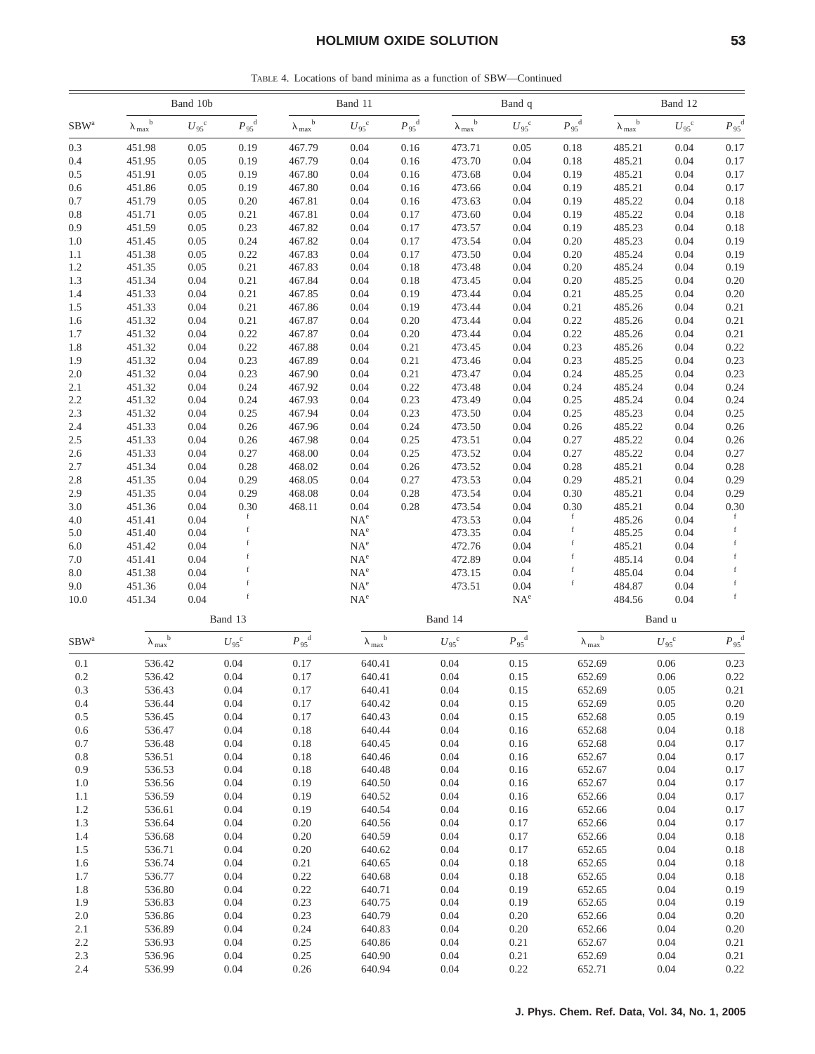TABLE 4. Locations of band minima as a function of SBW—Continued

| SBW[a] | Band 10b | | | Band 11 | | | Band q | | | Band 12 | | |
|---|---|---|---|---|---|---|---|---|---|---|---|---|
| | $\lambda_{max}$[b] | $U_{95}$[c] | $P_{95}$[d] | $\lambda_{max}$[b] | $U_{95}$[c] | $P_{95}$[d] | $\lambda_{max}$[b] | $U_{95}$[c] | $P_{95}$[d] | $\lambda_{max}$[b] | $U_{95}$[c] | $P_{95}$[d] |
| 0.3 | 451.98 | 0.05 | 0.19 | 467.79 | 0.04 | 0.16 | 473.71 | 0.05 | 0.18 | 485.21 | 0.04 | 0.17 |
| 0.4 | 451.95 | 0.05 | 0.19 | 467.79 | 0.04 | 0.16 | 473.70 | 0.04 | 0.18 | 485.21 | 0.04 | 0.17 |
| 0.5 | 451.91 | 0.05 | 0.19 | 467.80 | 0.04 | 0.16 | 473.68 | 0.04 | 0.19 | 485.21 | 0.04 | 0.17 |
| 0.6 | 451.86 | 0.05 | 0.19 | 467.80 | 0.04 | 0.16 | 473.66 | 0.04 | 0.19 | 485.21 | 0.04 | 0.17 |
| 0.7 | 451.79 | 0.05 | 0.20 | 467.81 | 0.04 | 0.16 | 473.63 | 0.04 | 0.19 | 485.22 | 0.04 | 0.18 |
| 0.8 | 451.71 | 0.05 | 0.21 | 467.81 | 0.04 | 0.17 | 473.60 | 0.04 | 0.19 | 485.22 | 0.04 | 0.18 |
| 0.9 | 451.59 | 0.05 | 0.23 | 467.82 | 0.04 | 0.17 | 473.57 | 0.04 | 0.19 | 485.23 | 0.04 | 0.18 |
| 1.0 | 451.45 | 0.05 | 0.24 | 467.82 | 0.04 | 0.17 | 473.54 | 0.04 | 0.20 | 485.23 | 0.04 | 0.19 |
| 1.1 | 451.38 | 0.05 | 0.22 | 467.83 | 0.04 | 0.17 | 473.50 | 0.04 | 0.20 | 485.24 | 0.04 | 0.19 |
| 1.2 | 451.35 | 0.05 | 0.21 | 467.83 | 0.04 | 0.18 | 473.48 | 0.04 | 0.20 | 485.24 | 0.04 | 0.19 |
| 1.3 | 451.34 | 0.04 | 0.21 | 467.84 | 0.04 | 0.18 | 473.45 | 0.04 | 0.20 | 485.25 | 0.04 | 0.20 |
| 1.4 | 451.33 | 0.04 | 0.21 | 467.85 | 0.04 | 0.19 | 473.44 | 0.04 | 0.21 | 485.25 | 0.04 | 0.20 |
| 1.5 | 451.33 | 0.04 | 0.21 | 467.86 | 0.04 | 0.19 | 473.44 | 0.04 | 0.21 | 485.26 | 0.04 | 0.21 |
| 1.6 | 451.32 | 0.04 | 0.21 | 467.87 | 0.04 | 0.20 | 473.44 | 0.04 | 0.22 | 485.26 | 0.04 | 0.21 |
| 1.7 | 451.32 | 0.04 | 0.22 | 467.87 | 0.04 | 0.20 | 473.44 | 0.04 | 0.22 | 485.26 | 0.04 | 0.21 |
| 1.8 | 451.32 | 0.04 | 0.22 | 467.88 | 0.04 | 0.21 | 473.45 | 0.04 | 0.23 | 485.26 | 0.04 | 0.22 |
| 1.9 | 451.32 | 0.04 | 0.23 | 467.89 | 0.04 | 0.21 | 473.46 | 0.04 | 0.23 | 485.25 | 0.04 | 0.23 |
| 2.0 | 451.32 | 0.04 | 0.23 | 467.90 | 0.04 | 0.21 | 473.47 | 0.04 | 0.24 | 485.25 | 0.04 | 0.23 |
| 2.1 | 451.32 | 0.04 | 0.24 | 467.92 | 0.04 | 0.22 | 473.48 | 0.04 | 0.24 | 485.24 | 0.04 | 0.24 |
| 2.2 | 451.32 | 0.04 | 0.24 | 467.93 | 0.04 | 0.23 | 473.49 | 0.04 | 0.25 | 485.24 | 0.04 | 0.24 |
| 2.3 | 451.32 | 0.04 | 0.25 | 467.94 | 0.04 | 0.23 | 473.50 | 0.04 | 0.25 | 485.23 | 0.04 | 0.25 |
| 2.4 | 451.33 | 0.04 | 0.26 | 467.96 | 0.04 | 0.24 | 473.50 | 0.04 | 0.26 | 485.22 | 0.04 | 0.26 |
| 2.5 | 451.33 | 0.04 | 0.26 | 467.98 | 0.04 | 0.25 | 473.51 | 0.04 | 0.27 | 485.22 | 0.04 | 0.26 |
| 2.6 | 451.33 | 0.04 | 0.27 | 468.00 | 0.04 | 0.25 | 473.52 | 0.04 | 0.27 | 485.22 | 0.04 | 0.27 |
| 2.7 | 451.34 | 0.04 | 0.28 | 468.02 | 0.04 | 0.26 | 473.52 | 0.04 | 0.28 | 485.21 | 0.04 | 0.28 |
| 2.8 | 451.35 | 0.04 | 0.29 | 468.05 | 0.04 | 0.27 | 473.53 | 0.04 | 0.29 | 485.21 | 0.04 | 0.29 |
| 2.9 | 451.35 | 0.04 | 0.29 | 468.08 | 0.04 | 0.28 | 473.54 | 0.04 | 0.30 | 485.21 | 0.04 | 0.29 |
| 3.0 | 451.36 | 0.04 | 0.30 | 468.11 | 0.04 | 0.28 | 473.54 | 0.04 | 0.30 | 485.21 | 0.04 | 0.30 |
| 4.0 | 451.41 | 0.04 | [f] | | NA[e] | | 473.53 | 0.04 | [f] | 485.26 | 0.04 | [f] |
| 5.0 | 451.40 | 0.04 | [f] | | NA[e] | | 473.35 | 0.04 | [f] | 485.25 | 0.04 | [f] |
| 6.0 | 451.42 | 0.04 | [f] | | NA[e] | | 472.76 | 0.04 | [f] | 485.21 | 0.04 | [f] |
| 7.0 | 451.41 | 0.04 | [f] | | NA[e] | | 472.89 | 0.04 | [f] | 485.14 | 0.04 | [f] |
| 8.0 | 451.38 | 0.04 | [f] | | NA[e] | | 473.15 | 0.04 | [f] | 485.04 | 0.04 | [f] |
| 9.0 | 451.36 | 0.04 | [f] | | NA[e] | | 473.51 | 0.04 | [f] | 484.87 | 0.04 | [f] |
| 10.0 | 451.34 | 0.04 | [f] | | NA[e] | | | NA[e] | | 484.56 | 0.04 | [f] |

| SBW[a] | Band 13 | | | Band 14 | | | Band u | | |
|---|---|---|---|---|---|---|---|---|---|
| | $\lambda_{max}$[b] | $U_{95}$[c] | $P_{95}$[d] | $\lambda_{max}$[b] | $U_{95}$[c] | $P_{95}$[d] | $\lambda_{max}$[b] | $U_{95}$[c] | $P_{95}$[d] |
| 0.1 | 536.42 | 0.04 | 0.17 | 640.41 | 0.04 | 0.15 | 652.69 | 0.06 | 0.23 |
| 0.2 | 536.42 | 0.04 | 0.17 | 640.41 | 0.04 | 0.15 | 652.69 | 0.06 | 0.22 |
| 0.3 | 536.43 | 0.04 | 0.17 | 640.41 | 0.04 | 0.15 | 652.69 | 0.05 | 0.21 |
| 0.4 | 536.44 | 0.04 | 0.17 | 640.42 | 0.04 | 0.15 | 652.69 | 0.05 | 0.20 |
| 0.5 | 536.45 | 0.04 | 0.17 | 640.43 | 0.04 | 0.15 | 652.68 | 0.05 | 0.19 |
| 0.6 | 536.47 | 0.04 | 0.18 | 640.44 | 0.04 | 0.16 | 652.68 | 0.04 | 0.18 |
| 0.7 | 536.48 | 0.04 | 0.18 | 640.45 | 0.04 | 0.16 | 652.68 | 0.04 | 0.17 |
| 0.8 | 536.51 | 0.04 | 0.18 | 640.46 | 0.04 | 0.16 | 652.67 | 0.04 | 0.17 |
| 0.9 | 536.53 | 0.04 | 0.18 | 640.48 | 0.04 | 0.16 | 652.67 | 0.04 | 0.17 |
| 1.0 | 536.56 | 0.04 | 0.19 | 640.50 | 0.04 | 0.16 | 652.67 | 0.04 | 0.17 |
| 1.1 | 536.59 | 0.04 | 0.19 | 640.52 | 0.04 | 0.16 | 652.66 | 0.04 | 0.17 |
| 1.2 | 536.61 | 0.04 | 0.19 | 640.54 | 0.04 | 0.16 | 652.66 | 0.04 | 0.17 |
| 1.3 | 536.64 | 0.04 | 0.20 | 640.56 | 0.04 | 0.17 | 652.66 | 0.04 | 0.17 |
| 1.4 | 536.68 | 0.04 | 0.20 | 640.59 | 0.04 | 0.17 | 652.66 | 0.04 | 0.18 |
| 1.5 | 536.71 | 0.04 | 0.20 | 640.62 | 0.04 | 0.17 | 652.65 | 0.04 | 0.18 |
| 1.6 | 536.74 | 0.04 | 0.21 | 640.65 | 0.04 | 0.18 | 652.65 | 0.04 | 0.18 |
| 1.7 | 536.77 | 0.04 | 0.22 | 640.68 | 0.04 | 0.18 | 652.65 | 0.04 | 0.18 |
| 1.8 | 536.80 | 0.04 | 0.22 | 640.71 | 0.04 | 0.19 | 652.65 | 0.04 | 0.19 |
| 1.9 | 536.83 | 0.04 | 0.23 | 640.75 | 0.04 | 0.19 | 652.65 | 0.04 | 0.19 |
| 2.0 | 536.86 | 0.04 | 0.23 | 640.79 | 0.04 | 0.20 | 652.66 | 0.04 | 0.20 |
| 2.1 | 536.89 | 0.04 | 0.24 | 640.83 | 0.04 | 0.20 | 652.66 | 0.04 | 0.20 |
| 2.2 | 536.93 | 0.04 | 0.25 | 640.86 | 0.04 | 0.21 | 652.67 | 0.04 | 0.21 |
| 2.3 | 536.96 | 0.04 | 0.25 | 640.90 | 0.04 | 0.21 | 652.69 | 0.04 | 0.21 |
| 2.4 | 536.99 | 0.04 | 0.26 | 640.94 | 0.04 | 0.22 | 652.71 | 0.04 | 0.22 |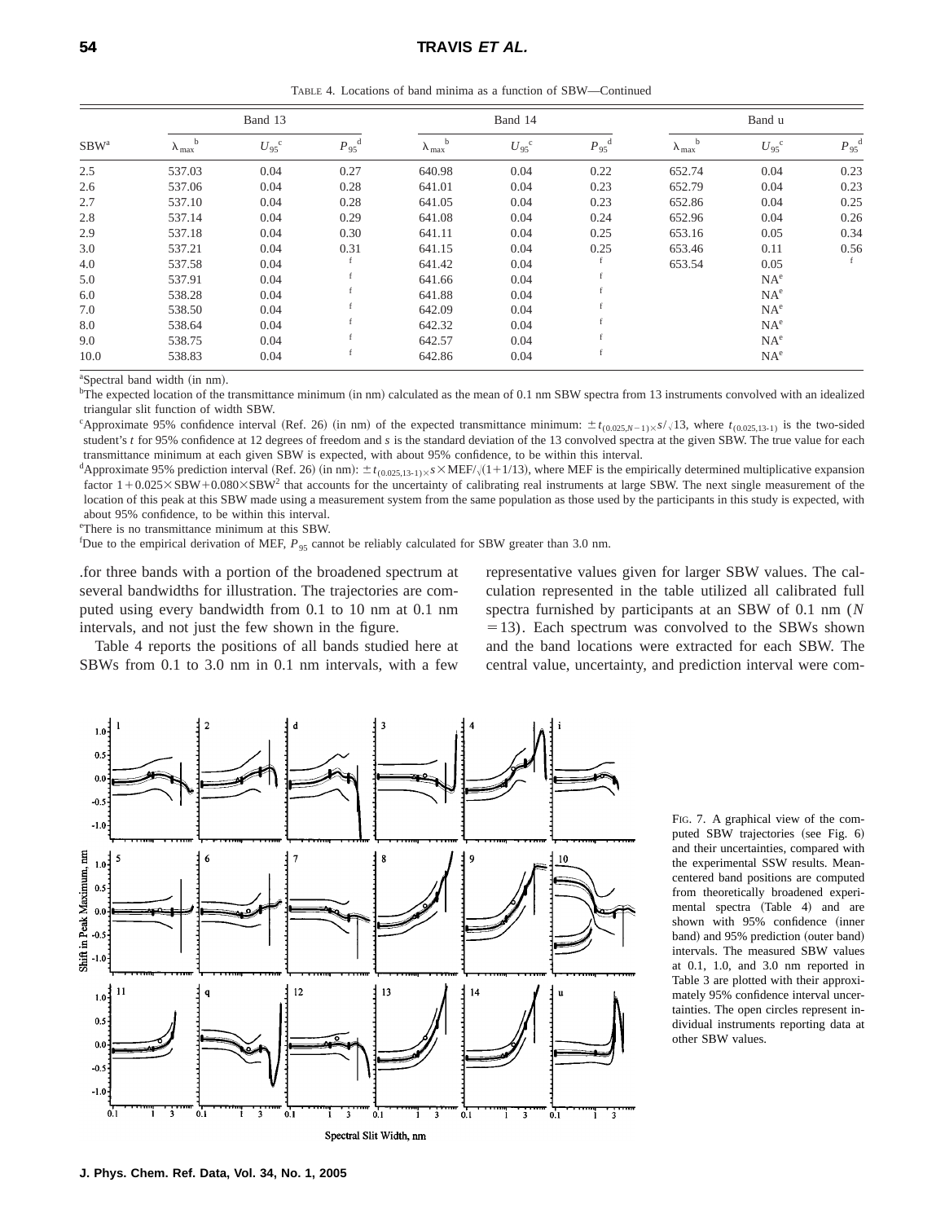TABLE 4. Locations of band minima as a function of SBW—Continued

| SBW[a] | Band 13 | | | Band 14 | | | Band u | | |
|---|---|---|---|---|---|---|---|---|---|
| | $\lambda_{max}$[b] | $U_{95}$[c] | $P_{95}$[d] | $\lambda_{max}$[b] | $U_{95}$[c] | $P_{95}$[d] | $\lambda_{max}$[b] | $U_{95}$[c] | $P_{95}$[d] |
| 2.5 | 537.03 | 0.04 | 0.27 | 640.98 | 0.04 | 0.22 | 652.74 | 0.04 | 0.23 |
| 2.6 | 537.06 | 0.04 | 0.28 | 641.01 | 0.04 | 0.23 | 652.79 | 0.04 | 0.23 |
| 2.7 | 537.10 | 0.04 | 0.28 | 641.05 | 0.04 | 0.23 | 652.86 | 0.04 | 0.25 |
| 2.8 | 537.14 | 0.04 | 0.29 | 641.08 | 0.04 | 0.24 | 652.96 | 0.04 | 0.26 |
| 2.9 | 537.18 | 0.04 | 0.30 | 641.11 | 0.04 | 0.25 | 653.16 | 0.05 | 0.34 |
| 3.0 | 537.21 | 0.04 | 0.31 | 641.15 | 0.04 | 0.25 | 653.46 | 0.11 | 0.56 |
| 4.0 | 537.58 | 0.04 | f | 641.42 | 0.04 | f | 653.54 | 0.05 | f |
| 5.0 | 537.91 | 0.04 | f | 641.66 | 0.04 | f | | NA[e] | |
| 6.0 | 538.28 | 0.04 | f | 641.88 | 0.04 | f | | NA[e] | |
| 7.0 | 538.50 | 0.04 | f | 642.09 | 0.04 | f | | NA[e] | |
| 8.0 | 538.64 | 0.04 | f | 642.32 | 0.04 | f | | NA[e] | |
| 9.0 | 538.75 | 0.04 | f | 642.57 | 0.04 | f | | NA[e] | |
| 10.0 | 538.83 | 0.04 | f | 642.86 | 0.04 | f | | NA[e] | |

[a]Spectral band width (in nm).

[b]The expected location of the transmittance minimum (in nm) calculated as the mean of 0.1 nm SBW spectra from 13 instruments convolved with an idealized triangular slit function of width SBW.

[c]Approximate 95% confidence interval (Ref. 26) (in nm) of the expected transmittance minimum: $\pm t_{(0.025,N-1)} \times s/\sqrt{13}$, where $t_{(0.025,13\text{-}1)}$ is the two-sided student's *t* for 95% confidence at 12 degrees of freedom and *s* is the standard deviation of the 13 convolved spectra at the given SBW. The true value for each transmittance minimum at each given SBW is expected, with about 95% confidence, to be within this interval.

[d]Approximate 95% prediction interval (Ref. 26) (in nm): $\pm t_{(0.025,13\text{-}1)} \times s \times \text{MEF}/\sqrt{(1+1/13)}$, where MEF is the empirically determined multiplicative expansion factor $1+0.025\times\text{SBW}+0.080\times\text{SBW}^2$ that accounts for the uncertainty of calibrating real instruments at large SBW. The next single measurement of the location of this peak at this SBW made using a measurement system from the same population as those used by the participants in this study is expected, with about 95% confidence, to be within this interval.

[e]There is no transmittance minimum at this SBW.

[f]Due to the empirical derivation of MEF, $P_{95}$ cannot be reliably calculated for SBW greater than 3.0 nm.

.for three bands with a portion of the broadened spectrum at several bandwidths for illustration. The trajectories are computed using every bandwidth from 0.1 to 10 nm at 0.1 nm intervals, and not just the few shown in the figure.

Table 4 reports the positions of all bands studied here at SBWs from 0.1 to 3.0 nm in 0.1 nm intervals, with a few representative values given for larger SBW values. The calculation represented in the table utilized all calibrated full spectra furnished by participants at an SBW of 0.1 nm ($N = 13$). Each spectrum was convolved to the SBWs shown and the band locations were extracted for each SBW. The central value, uncertainty, and prediction interval were com-

FIG. 7. A graphical view of the computed SBW trajectories (see Fig. 6) and their uncertainties, compared with the experimental SSW results. Mean-centered band positions are computed from theoretically broadened experimental spectra (Table 4) and are shown with 95% confidence (inner band) and 95% prediction (outer band) intervals. The measured SBW values at 0.1, 1.0, and 3.0 nm reported in Table 3 are plotted with their approximately 95% confidence interval uncertainties. The open circles represent individual instruments reporting data at other SBW values.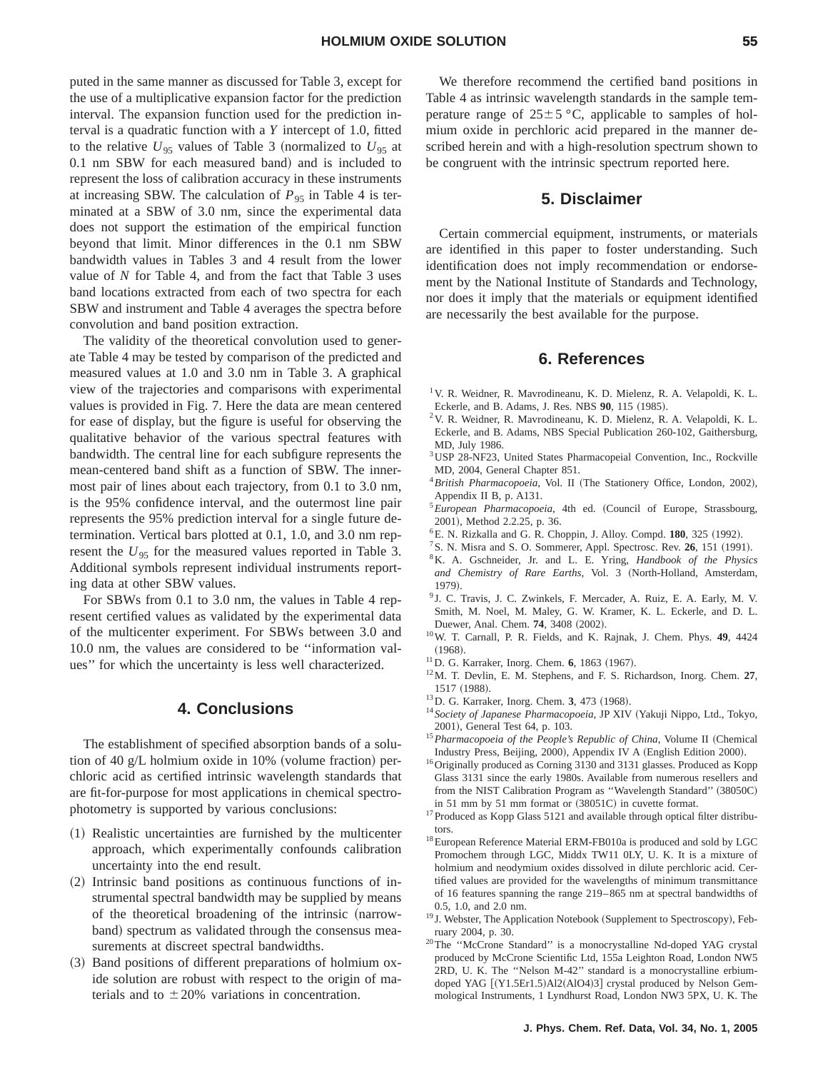puted in the same manner as discussed for Table 3, except for the use of a multiplicative expansion factor for the prediction interval. The expansion function used for the prediction interval is a quadratic function with a *Y* intercept of 1.0, fitted to the relative $U_{95}$ values of Table 3 (normalized to $U_{95}$ at 0.1 nm SBW for each measured band) and is included to represent the loss of calibration accuracy in these instruments at increasing SBW. The calculation of $P_{95}$ in Table 4 is terminated at a SBW of 3.0 nm, since the experimental data does not support the estimation of the empirical function beyond that limit. Minor differences in the 0.1 nm SBW bandwidth values in Tables 3 and 4 result from the lower value of *N* for Table 4, and from the fact that Table 3 uses band locations extracted from each of two spectra for each SBW and instrument and Table 4 averages the spectra before convolution and band position extraction.

The validity of the theoretical convolution used to generate Table 4 may be tested by comparison of the predicted and measured values at 1.0 and 3.0 nm in Table 3. A graphical view of the trajectories and comparisons with experimental values is provided in Fig. 7. Here the data are mean centered for ease of display, but the figure is useful for observing the qualitative behavior of the various spectral features with bandwidth. The central line for each subfigure represents the mean-centered band shift as a function of SBW. The innermost pair of lines about each trajectory, from 0.1 to 3.0 nm, is the 95% confidence interval, and the outermost line pair represents the 95% prediction interval for a single future determination. Vertical bars plotted at 0.1, 1.0, and 3.0 nm represent the $U_{95}$ for the measured values reported in Table 3. Additional symbols represent individual instruments reporting data at other SBW values.

For SBWs from 0.1 to 3.0 nm, the values in Table 4 represent certified values as validated by the experimental data of the multicenter experiment. For SBWs between 3.0 and 10.0 nm, the values are considered to be ''information values'' for which the uncertainty is less well characterized.

## 4. Conclusions

The establishment of specified absorption bands of a solution of 40 g/L holmium oxide in 10% (volume fraction) perchloric acid as certified intrinsic wavelength standards that are fit-for-purpose for most applications in chemical spectrophotometry is supported by various conclusions:

(1) Realistic uncertainties are furnished by the multicenter approach, which experimentally confounds calibration uncertainty into the end result.
(2) Intrinsic band positions as continuous functions of instrumental spectral bandwidth may be supplied by means of the theoretical broadening of the intrinsic (narrowband) spectrum as validated through the consensus measurements at discreet spectral bandwidths.
(3) Band positions of different preparations of holmium oxide solution are robust with respect to the origin of materials and to $\pm 20\%$ variations in concentration.

We therefore recommend the certified band positions in Table 4 as intrinsic wavelength standards in the sample temperature range of $25 \pm 5\,°\text{C}$, applicable to samples of holmium oxide in perchloric acid prepared in the manner described herein and with a high-resolution spectrum shown to be congruent with the intrinsic spectrum reported here.

## 5. Disclaimer

Certain commercial equipment, instruments, or materials are identified in this paper to foster understanding. Such identification does not imply recommendation or endorsement by the National Institute of Standards and Technology, nor does it imply that the materials or equipment identified are necessarily the best available for the purpose.

## 6. References

[1] V. R. Weidner, R. Mavrodineanu, K. D. Mielenz, R. A. Velapoldi, K. L. Eckerle, and B. Adams, J. Res. NBS **90**, 115 (1985).

[2] V. R. Weidner, R. Mavrodineanu, K. D. Mielenz, R. A. Velapoldi, K. L. Eckerle, and B. Adams, NBS Special Publication 260-102, Gaithersburg, MD, July 1986.

[3] USP 28-NF23, United States Pharmacopeial Convention, Inc., Rockville MD, 2004, General Chapter 851.

[4] *British Pharmacopoeia*, Vol. II (The Stationery Office, London, 2002), Appendix II B, p. A131.

[5] *European Pharmacopoeia*, 4th ed. (Council of Europe, Strassbourg, 2001), Method 2.2.25, p. 36.

[6] E. N. Rizkalla and G. R. Choppin, J. Alloy. Compd. **180**, 325 (1992).

[7] S. N. Misra and S. O. Sommerer, Appl. Spectrosc. Rev. **26**, 151 (1991).

[8] K. A. Gschneider, Jr. and L. E. Yring, *Handbook of the Physics and Chemistry of Rare Earths*, Vol. 3 (North-Holland, Amsterdam, 1979).

[9] J. C. Travis, J. C. Zwinkels, F. Mercader, A. Ruiz, E. A. Early, M. V. Smith, M. Noel, M. Maley, G. W. Kramer, K. L. Eckerle, and D. L. Duewer, Anal. Chem. **74**, 3408 (2002).

[10] W. T. Carnall, P. R. Fields, and K. Rajnak, J. Chem. Phys. **49**, 4424 (1968).

[11] D. G. Karraker, Inorg. Chem. **6**, 1863 (1967).

[12] M. T. Devlin, E. M. Stephens, and F. S. Richardson, Inorg. Chem. **27**, 1517 (1988).

[13] D. G. Karraker, Inorg. Chem. **3**, 473 (1968).

[14] *Society of Japanese Pharmacopoeia*, JP XIV (Yakuji Nippo, Ltd., Tokyo, 2001), General Test 64, p. 103.

[15] *Pharmacopoeia of the People's Republic of China*, Volume II (Chemical Industry Press, Beijing, 2000), Appendix IV A (English Edition 2000).

[16] Originally produced as Corning 3130 and 3131 glasses. Produced as Kopp Glass 3131 since the early 1980s. Available from numerous resellers and from the NIST Calibration Program as ''Wavelength Standard'' (38050C) in 51 mm by 51 mm format or (38051C) in cuvette format.

[17] Produced as Kopp Glass 5121 and available through optical filter distributors.

[18] European Reference Material ERM-FB010a is produced and sold by LGC Promochem through LGC, Middx TW11 0LY, U. K. It is a mixture of holmium and neodymium oxides dissolved in dilute perchloric acid. Certified values are provided for the wavelengths of minimum transmittance of 16 features spanning the range 219–865 nm at spectral bandwidths of 0.5, 1.0, and 2.0 nm.

[19] J. Webster, The Application Notebook (Supplement to Spectroscopy), February 2004, p. 30.

[20] The ''McCrone Standard'' is a monocrystalline Nd-doped YAG crystal produced by McCrone Scientific Ltd, 155a Leighton Road, London NW5 2RD, U. K. The ''Nelson M-42'' standard is a monocrystalline erbium-doped YAG [(Y1.5Er1.5)Al2(AlO4)3] crystal produced by Nelson Gemmological Instruments, 1 Lyndhurst Road, London NW3 5PX, U. K. The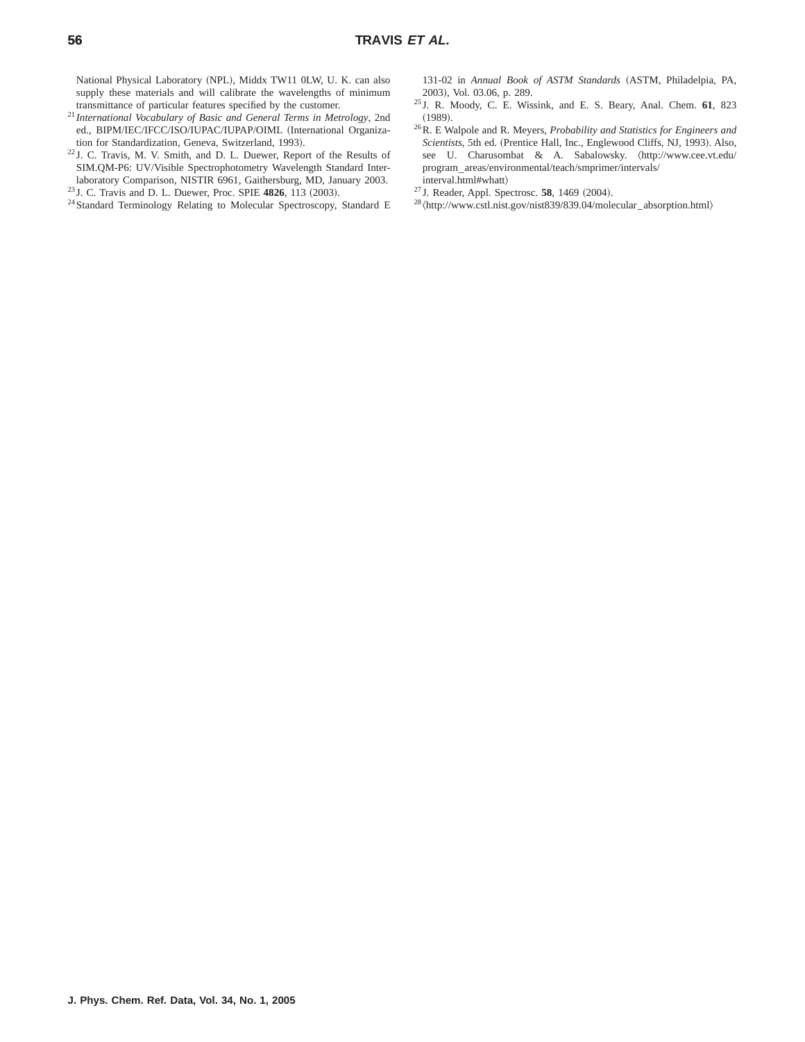National Physical Laboratory (NPL), Middx TW11 0LW, U. K. can also supply these materials and will calibrate the wavelengths of minimum transmittance of particular features specified by the customer.

[21] *International Vocabulary of Basic and General Terms in Metrology*, 2nd ed., BIPM/IEC/IFCC/ISO/IUPAC/IUPAP/OIML (International Organization for Standardization, Geneva, Switzerland, 1993).

[22] J. C. Travis, M. V. Smith, and D. L. Duewer, Report of the Results of SIM.QM-P6: UV/Visible Spectrophotometry Wavelength Standard Interlaboratory Comparison, NISTIR 6961, Gaithersburg, MD, January 2003.

[23] J. C. Travis and D. L. Duewer, Proc. SPIE **4826**, 113 (2003).

[24] Standard Terminology Relating to Molecular Spectroscopy, Standard E 131-02 in *Annual Book of ASTM Standards* (ASTM, Philadelpia, PA, 2003), Vol. 03.06, p. 289.

[25] J. R. Moody, C. E. Wissink, and E. S. Beary, Anal. Chem. **61**, 823 (1989).

[26] R. E Walpole and R. Meyers, *Probability and Statistics for Engineers and Scientists*, 5th ed. (Prentice Hall, Inc., Englewood Cliffs, NJ, 1993). Also, see U. Charusombat & A. Sabalowsky. ⟨http://www.cee.vt.edu/program_areas/environmental/teach/smprimer/intervals/interval.html#whatt⟩

[27] J. Reader, Appl. Spectrosc. **58**, 1469 (2004).

[28] ⟨http://www.cstl.nist.gov/nist839/839.04/molecular_absorption.html⟩